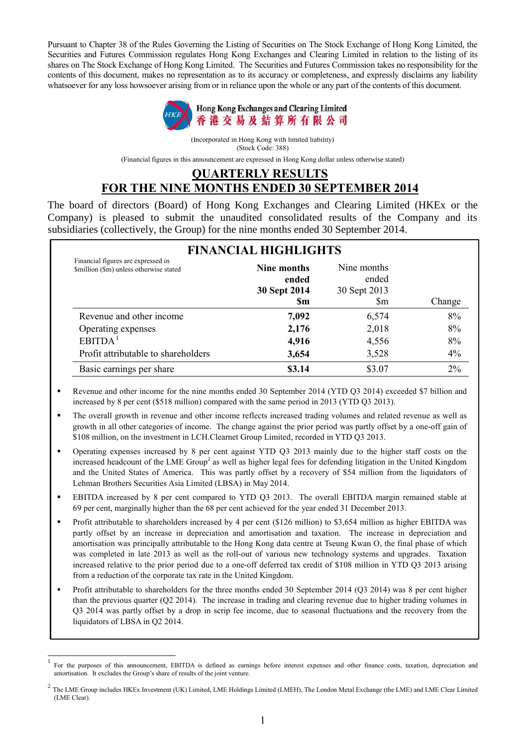Pursuant to Chapter 38 of the Rules Governing the Listing of Securities on The Stock Exchange of Hong Kong Limited, the Securities and Futures Commission regulates Hong Kong Exchanges and Clearing Limited in relation to the listing of its shares on The Stock Exchange of Hong Kong Limited. The Securities and Futures Commission takes no responsibility for the contents of this document, makes no representation as to its accuracy or completeness, and expressly disclaims any liability whatsoever for any loss howsoever arising from or in reliance upon the whole or any part of the contents of this document.

**Hong Kong Exchanges and Clearing Limited**
**香港交易及結算所有限公司**

(Incorporated in Hong Kong with limited liability)
(Stock Code: 388)

(Financial figures in this announcement are expressed in Hong Kong dollar unless otherwise stated)

# QUARTERLY RESULTS
# FOR THE NINE MONTHS ENDED 30 SEPTEMBER 2014

The board of directors (Board) of Hong Kong Exchanges and Clearing Limited (HKEx or the Company) is pleased to submit the unaudited consolidated results of the Company and its subsidiaries (collectively, the Group) for the nine months ended 30 September 2014.

## FINANCIAL HIGHLIGHTS

| Financial figures are expressed in $million ($m) unless otherwise stated | **Nine months ended 30 Sept 2014 $m** | Nine months ended 30 Sept 2013 $m | Change |
|---|---|---|---|
| Revenue and other income | **7,092** | 6,574 | 8% |
| Operating expenses | **2,176** | 2,018 | 8% |
| EBITDA[1] | **4,916** | 4,556 | 8% |
| Profit attributable to shareholders | **3,654** | 3,528 | 4% |
| Basic earnings per share | **$3.14** | $3.07 | 2% |

- Revenue and other income for the nine months ended 30 September 2014 (YTD Q3 2014) exceeded $7 billion and increased by 8 per cent ($518 million) compared with the same period in 2013 (YTD Q3 2013).
- The overall growth in revenue and other income reflects increased trading volumes and related revenue as well as growth in all other categories of income. The change against the prior period was partly offset by a one-off gain of $108 million, on the investment in LCH.Clearnet Group Limited, recorded in YTD Q3 2013.
- Operating expenses increased by 8 per cent against YTD Q3 2013 mainly due to the higher staff costs on the increased headcount of the LME Group[2] as well as higher legal fees for defending litigation in the United Kingdom and the United States of America. This was partly offset by a recovery of $54 million from the liquidators of Lehman Brothers Securities Asia Limited (LBSA) in May 2014.
- EBITDA increased by 8 per cent compared to YTD Q3 2013. The overall EBITDA margin remained stable at 69 per cent, marginally higher than the 68 per cent achieved for the year ended 31 December 2013.
- Profit attributable to shareholders increased by 4 per cent ($126 million) to $3,654 million as higher EBITDA was partly offset by an increase in depreciation and amortisation and taxation. The increase in depreciation and amortisation was principally attributable to the Hong Kong data centre at Tseung Kwan O, the final phase of which was completed in late 2013 as well as the roll-out of various new technology systems and upgrades. Taxation increased relative to the prior period due to a one-off deferred tax credit of $108 million in YTD Q3 2013 arising from a reduction of the corporate tax rate in the United Kingdom.
- Profit attributable to shareholders for the three months ended 30 September 2014 (Q3 2014) was 8 per cent higher than the previous quarter (Q2 2014). The increase in trading and clearing revenue due to higher trading volumes in Q3 2014 was partly offset by a drop in scrip fee income, due to seasonal fluctuations and the recovery from the liquidators of LBSA in Q2 2014.

[1] For the purposes of this announcement, EBITDA is defined as earnings before interest expenses and other finance costs, taxation, depreciation and amortisation. It excludes the Group's share of results of the joint venture.

[2] The LME Group includes HKEx Investment (UK) Limited, LME Holdings Limited (LMEH), The London Metal Exchange (the LME) and LME Clear Limited (LME Clear).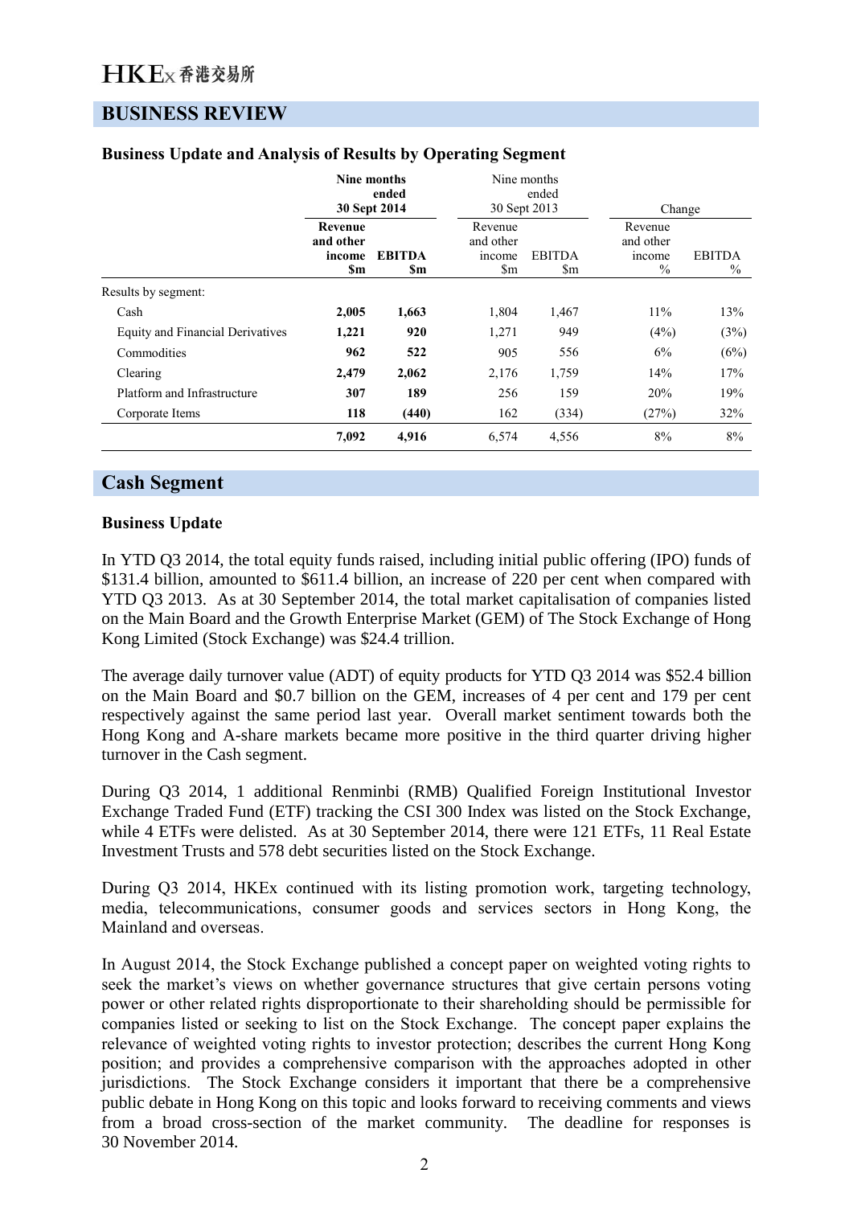## BUSINESS REVIEW

### Business Update and Analysis of Results by Operating Segment

| | **Nine months ended 30 Sept 2014** | | Nine months ended 30 Sept 2013 | | Change | |
|---|---|---|---|---|---|---|
| | **Revenue and other income $m** | **EBITDA $m** | Revenue and other income $m | EBITDA $m | Revenue and other income % | EBITDA % |
| Results by segment: | | | | | | |
| Cash | **2,005** | **1,663** | 1,804 | 1,467 | 11% | 13% |
| Equity and Financial Derivatives | **1,221** | **920** | 1,271 | 949 | (4%) | (3%) |
| Commodities | **962** | **522** | 905 | 556 | 6% | (6%) |
| Clearing | **2,479** | **2,062** | 2,176 | 1,759 | 14% | 17% |
| Platform and Infrastructure | **307** | **189** | 256 | 159 | 20% | 19% |
| Corporate Items | **118** | **(440)** | 162 | (334) | (27%) | 32% |
| | **7,092** | **4,916** | 6,574 | 4,556 | 8% | 8% |

## Cash Segment

### Business Update

In YTD Q3 2014, the total equity funds raised, including initial public offering (IPO) funds of $131.4 billion, amounted to $611.4 billion, an increase of 220 per cent when compared with YTD Q3 2013. As at 30 September 2014, the total market capitalisation of companies listed on the Main Board and the Growth Enterprise Market (GEM) of The Stock Exchange of Hong Kong Limited (Stock Exchange) was $24.4 trillion.

The average daily turnover value (ADT) of equity products for YTD Q3 2014 was $52.4 billion on the Main Board and $0.7 billion on the GEM, increases of 4 per cent and 179 per cent respectively against the same period last year. Overall market sentiment towards both the Hong Kong and A-share markets became more positive in the third quarter driving higher turnover in the Cash segment.

During Q3 2014, 1 additional Renminbi (RMB) Qualified Foreign Institutional Investor Exchange Traded Fund (ETF) tracking the CSI 300 Index was listed on the Stock Exchange, while 4 ETFs were delisted. As at 30 September 2014, there were 121 ETFs, 11 Real Estate Investment Trusts and 578 debt securities listed on the Stock Exchange.

During Q3 2014, HKEx continued with its listing promotion work, targeting technology, media, telecommunications, consumer goods and services sectors in Hong Kong, the Mainland and overseas.

In August 2014, the Stock Exchange published a concept paper on weighted voting rights to seek the market's views on whether governance structures that give certain persons voting power or other related rights disproportionate to their shareholding should be permissible for companies listed or seeking to list on the Stock Exchange. The concept paper explains the relevance of weighted voting rights to investor protection; describes the current Hong Kong position; and provides a comprehensive comparison with the approaches adopted in other jurisdictions. The Stock Exchange considers it important that there be a comprehensive public debate in Hong Kong on this topic and looks forward to receiving comments and views from a broad cross-section of the market community. The deadline for responses is 30 November 2014.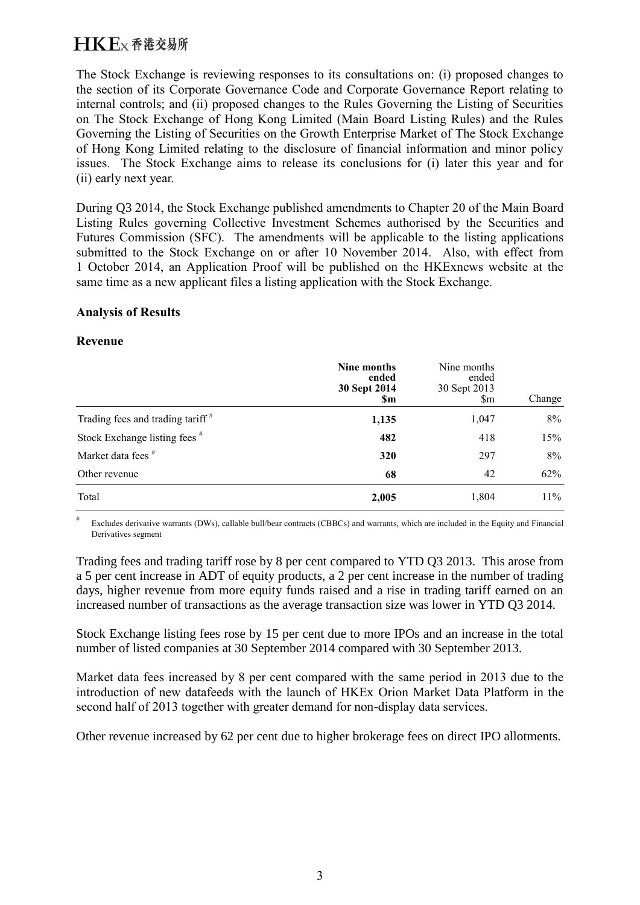The Stock Exchange is reviewing responses to its consultations on: (i) proposed changes to the section of its Corporate Governance Code and Corporate Governance Report relating to internal controls; and (ii) proposed changes to the Rules Governing the Listing of Securities on The Stock Exchange of Hong Kong Limited (Main Board Listing Rules) and the Rules Governing the Listing of Securities on the Growth Enterprise Market of The Stock Exchange of Hong Kong Limited relating to the disclosure of financial information and minor policy issues. The Stock Exchange aims to release its conclusions for (i) later this year and for (ii) early next year.

During Q3 2014, the Stock Exchange published amendments to Chapter 20 of the Main Board Listing Rules governing Collective Investment Schemes authorised by the Securities and Futures Commission (SFC). The amendments will be applicable to the listing applications submitted to the Stock Exchange on or after 10 November 2014. Also, with effect from 1 October 2014, an Application Proof will be published on the HKExnews website at the same time as a new applicant files a listing application with the Stock Exchange.

**Analysis of Results**

**Revenue**

| | **Nine months ended 30 Sept 2014 $m** | Nine months ended 30 Sept 2013 $m | Change |
|---|---|---|---|
| Trading fees and trading tariff # | **1,135** | 1,047 | 8% |
| Stock Exchange listing fees # | **482** | 418 | 15% |
| Market data fees # | **320** | 297 | 8% |
| Other revenue | **68** | 42 | 62% |
| Total | **2,005** | 1,804 | 11% |

# Excludes derivative warrants (DWs), callable bull/bear contracts (CBBCs) and warrants, which are included in the Equity and Financial Derivatives segment

Trading fees and trading tariff rose by 8 per cent compared to YTD Q3 2013. This arose from a 5 per cent increase in ADT of equity products, a 2 per cent increase in the number of trading days, higher revenue from more equity funds raised and a rise in trading tariff earned on an increased number of transactions as the average transaction size was lower in YTD Q3 2014.

Stock Exchange listing fees rose by 15 per cent due to more IPOs and an increase in the total number of listed companies at 30 September 2014 compared with 30 September 2013.

Market data fees increased by 8 per cent compared with the same period in 2013 due to the introduction of new datafeeds with the launch of HKEx Orion Market Data Platform in the second half of 2013 together with greater demand for non-display data services.

Other revenue increased by 62 per cent due to higher brokerage fees on direct IPO allotments.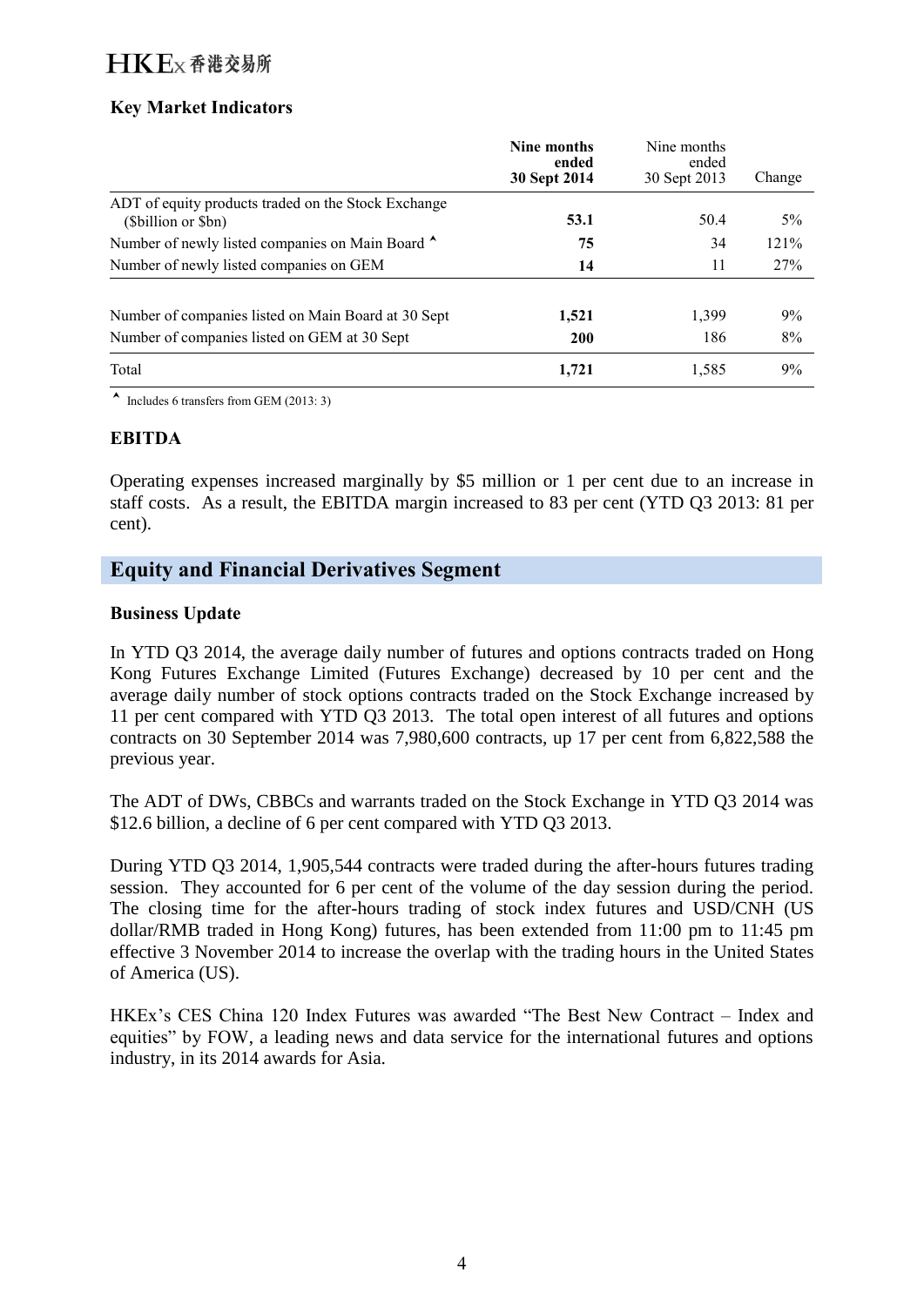### Key Market Indicators

| | **Nine months ended 30 Sept 2014** | Nine months ended 30 Sept 2013 | Change |
|---|---|---|---|
| ADT of equity products traded on the Stock Exchange ($billion or $bn) | **53.1** | 50.4 | 5% |
| Number of newly listed companies on Main Board ^ | **75** | 34 | 121% |
| Number of newly listed companies on GEM | **14** | 11 | 27% |
| Number of companies listed on Main Board at 30 Sept | **1,521** | 1,399 | 9% |
| Number of companies listed on GEM at 30 Sept | **200** | 186 | 8% |
| Total | **1,721** | 1,585 | 9% |

^ Includes 6 transfers from GEM (2013: 3)

### EBITDA

Operating expenses increased marginally by $5 million or 1 per cent due to an increase in staff costs. As a result, the EBITDA margin increased to 83 per cent (YTD Q3 2013: 81 per cent).

## Equity and Financial Derivatives Segment

### Business Update

In YTD Q3 2014, the average daily number of futures and options contracts traded on Hong Kong Futures Exchange Limited (Futures Exchange) decreased by 10 per cent and the average daily number of stock options contracts traded on the Stock Exchange increased by 11 per cent compared with YTD Q3 2013. The total open interest of all futures and options contracts on 30 September 2014 was 7,980,600 contracts, up 17 per cent from 6,822,588 the previous year.

The ADT of DWs, CBBCs and warrants traded on the Stock Exchange in YTD Q3 2014 was $12.6 billion, a decline of 6 per cent compared with YTD Q3 2013.

During YTD Q3 2014, 1,905,544 contracts were traded during the after-hours futures trading session. They accounted for 6 per cent of the volume of the day session during the period. The closing time for the after-hours trading of stock index futures and USD/CNH (US dollar/RMB traded in Hong Kong) futures, has been extended from 11:00 pm to 11:45 pm effective 3 November 2014 to increase the overlap with the trading hours in the United States of America (US).

HKEx's CES China 120 Index Futures was awarded "The Best New Contract – Index and equities" by FOW, a leading news and data service for the international futures and options industry, in its 2014 awards for Asia.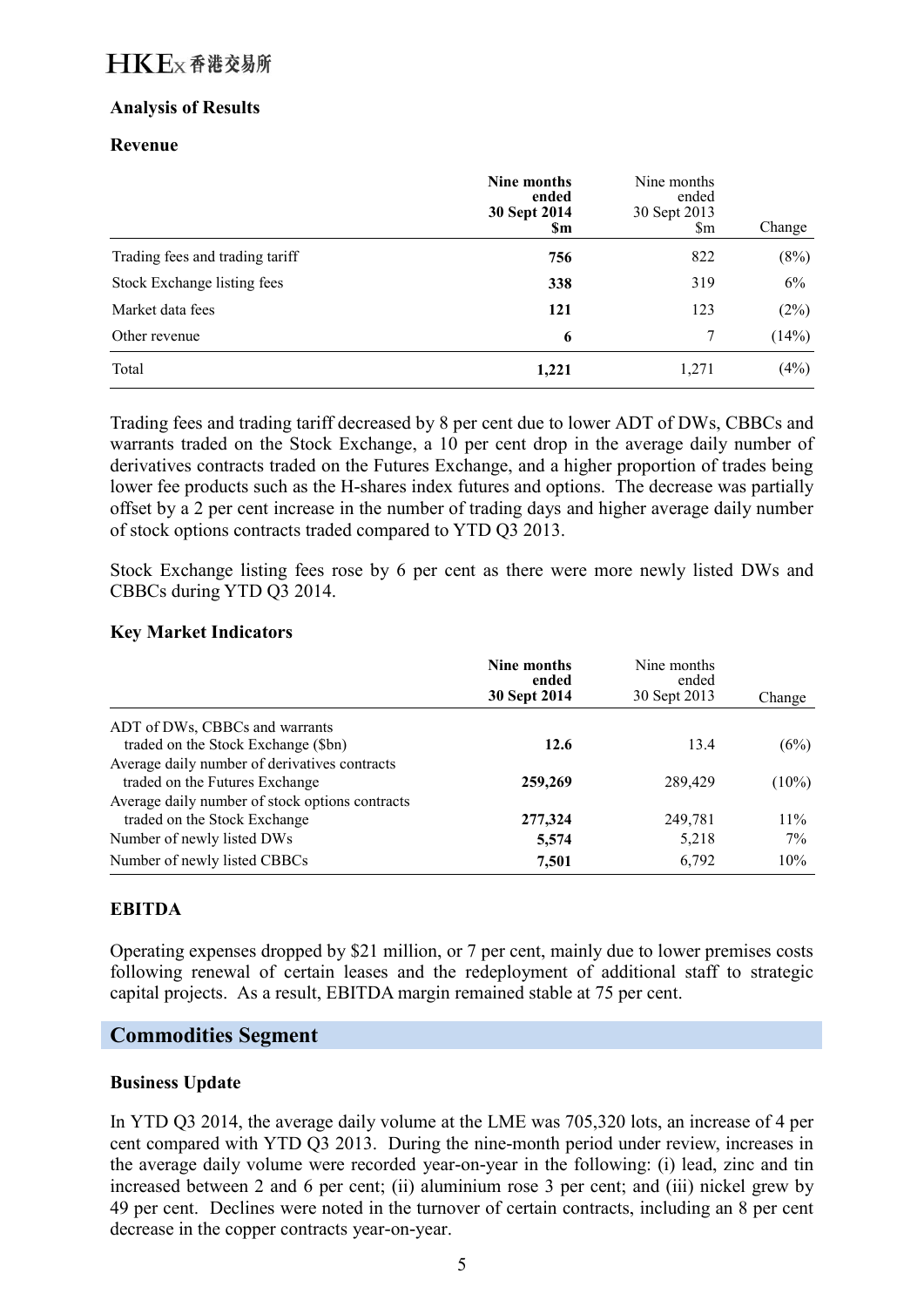### Analysis of Results

#### Revenue

| | **Nine months ended 30 Sept 2014 $m** | Nine months ended 30 Sept 2013 $m | Change |
|---|---|---|---|
| Trading fees and trading tariff | **756** | 822 | (8%) |
| Stock Exchange listing fees | **338** | 319 | 6% |
| Market data fees | **121** | 123 | (2%) |
| Other revenue | **6** | 7 | (14%) |
| Total | **1,221** | 1,271 | (4%) |

Trading fees and trading tariff decreased by 8 per cent due to lower ADT of DWs, CBBCs and warrants traded on the Stock Exchange, a 10 per cent drop in the average daily number of derivatives contracts traded on the Futures Exchange, and a higher proportion of trades being lower fee products such as the H-shares index futures and options. The decrease was partially offset by a 2 per cent increase in the number of trading days and higher average daily number of stock options contracts traded compared to YTD Q3 2013.

Stock Exchange listing fees rose by 6 per cent as there were more newly listed DWs and CBBCs during YTD Q3 2014.

#### Key Market Indicators

| | **Nine months ended 30 Sept 2014** | Nine months ended 30 Sept 2013 | Change |
|---|---|---|---|
| ADT of DWs, CBBCs and warrants traded on the Stock Exchange ($bn) | **12.6** | 13.4 | (6%) |
| Average daily number of derivatives contracts traded on the Futures Exchange | **259,269** | 289,429 | (10%) |
| Average daily number of stock options contracts traded on the Stock Exchange | **277,324** | 249,781 | 11% |
| Number of newly listed DWs | **5,574** | 5,218 | 7% |
| Number of newly listed CBBCs | **7,501** | 6,792 | 10% |

#### EBITDA

Operating expenses dropped by $21 million, or 7 per cent, mainly due to lower premises costs following renewal of certain leases and the redeployment of additional staff to strategic capital projects. As a result, EBITDA margin remained stable at 75 per cent.

## Commodities Segment

#### Business Update

In YTD Q3 2014, the average daily volume at the LME was 705,320 lots, an increase of 4 per cent compared with YTD Q3 2013. During the nine-month period under review, increases in the average daily volume were recorded year-on-year in the following: (i) lead, zinc and tin increased between 2 and 6 per cent; (ii) aluminium rose 3 per cent; and (iii) nickel grew by 49 per cent. Declines were noted in the turnover of certain contracts, including an 8 per cent decrease in the copper contracts year-on-year.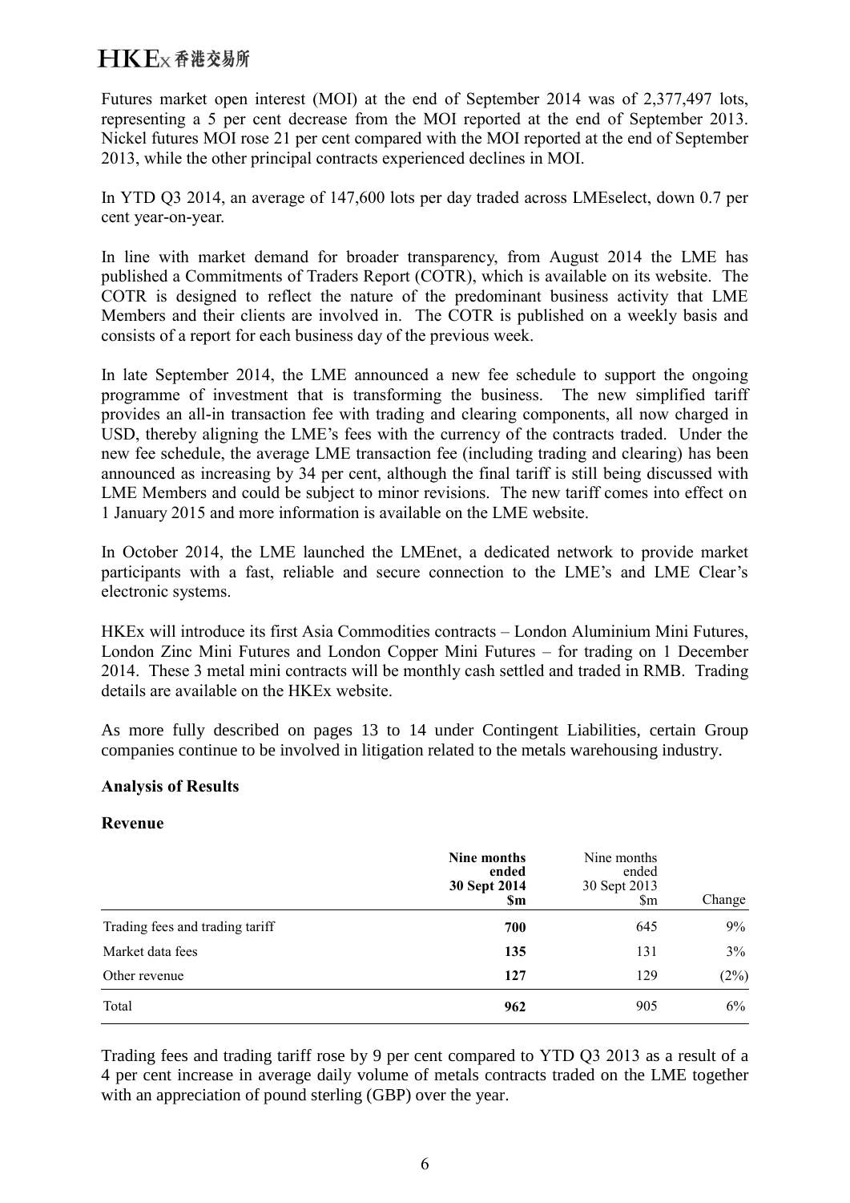Futures market open interest (MOI) at the end of September 2014 was of 2,377,497 lots, representing a 5 per cent decrease from the MOI reported at the end of September 2013. Nickel futures MOI rose 21 per cent compared with the MOI reported at the end of September 2013, while the other principal contracts experienced declines in MOI.

In YTD Q3 2014, an average of 147,600 lots per day traded across LMEselect, down 0.7 per cent year-on-year.

In line with market demand for broader transparency, from August 2014 the LME has published a Commitments of Traders Report (COTR), which is available on its website. The COTR is designed to reflect the nature of the predominant business activity that LME Members and their clients are involved in. The COTR is published on a weekly basis and consists of a report for each business day of the previous week.

In late September 2014, the LME announced a new fee schedule to support the ongoing programme of investment that is transforming the business. The new simplified tariff provides an all-in transaction fee with trading and clearing components, all now charged in USD, thereby aligning the LME's fees with the currency of the contracts traded. Under the new fee schedule, the average LME transaction fee (including trading and clearing) has been announced as increasing by 34 per cent, although the final tariff is still being discussed with LME Members and could be subject to minor revisions. The new tariff comes into effect on 1 January 2015 and more information is available on the LME website.

In October 2014, the LME launched the LMEnet, a dedicated network to provide market participants with a fast, reliable and secure connection to the LME's and LME Clear's electronic systems.

HKEx will introduce its first Asia Commodities contracts – London Aluminium Mini Futures, London Zinc Mini Futures and London Copper Mini Futures – for trading on 1 December 2014. These 3 metal mini contracts will be monthly cash settled and traded in RMB. Trading details are available on the HKEx website.

As more fully described on pages 13 to 14 under Contingent Liabilities, certain Group companies continue to be involved in litigation related to the metals warehousing industry.

**Analysis of Results**

**Revenue**

| | **Nine months ended 30 Sept 2014 $m** | Nine months ended 30 Sept 2013 $m | Change |
|---|---|---|---|
| Trading fees and trading tariff | **700** | 645 | 9% |
| Market data fees | **135** | 131 | 3% |
| Other revenue | **127** | 129 | (2%) |
| Total | **962** | 905 | 6% |

Trading fees and trading tariff rose by 9 per cent compared to YTD Q3 2013 as a result of a 4 per cent increase in average daily volume of metals contracts traded on the LME together with an appreciation of pound sterling (GBP) over the year.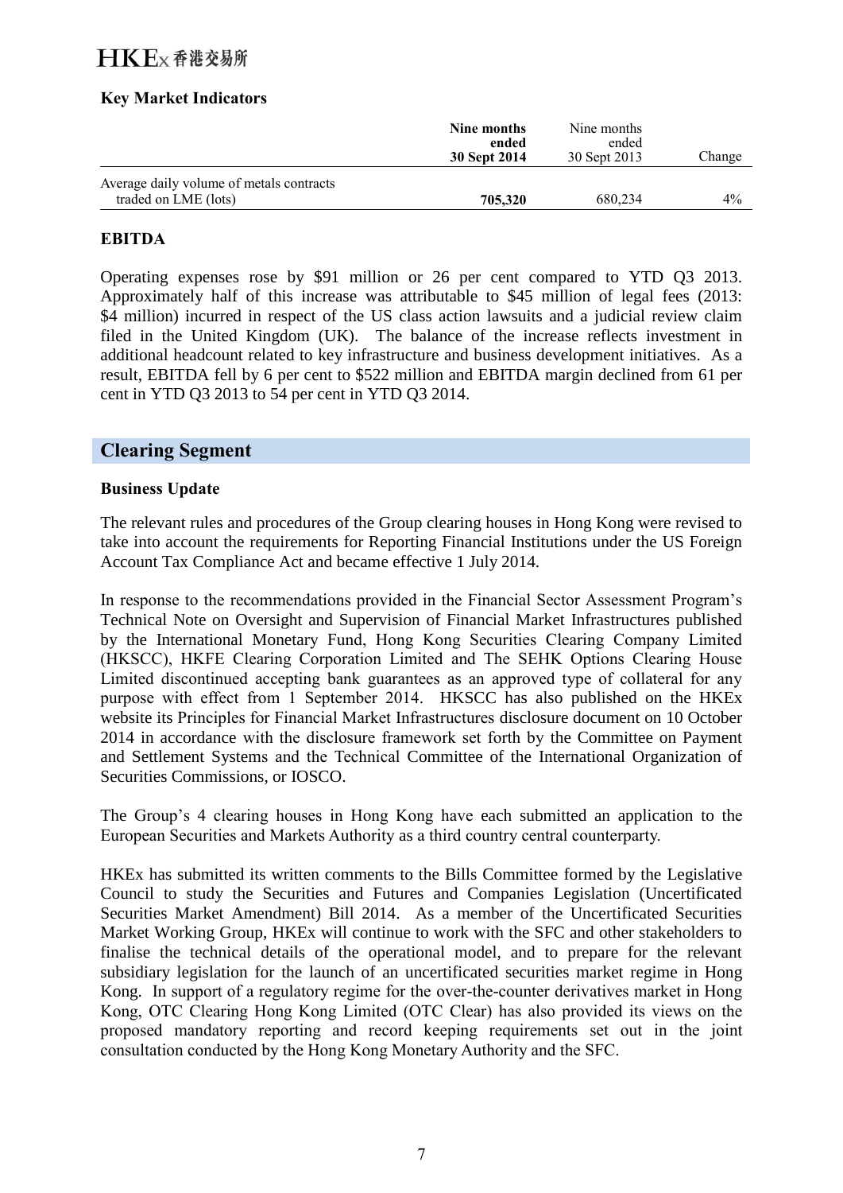### Key Market Indicators

| | **Nine months ended 30 Sept 2014** | Nine months ended 30 Sept 2013 | Change |
|---|---|---|---|
| Average daily volume of metals contracts traded on LME (lots) | **705,320** | 680,234 | 4% |

### EBITDA

Operating expenses rose by $91 million or 26 per cent compared to YTD Q3 2013. Approximately half of this increase was attributable to $45 million of legal fees (2013: $4 million) incurred in respect of the US class action lawsuits and a judicial review claim filed in the United Kingdom (UK). The balance of the increase reflects investment in additional headcount related to key infrastructure and business development initiatives. As a result, EBITDA fell by 6 per cent to $522 million and EBITDA margin declined from 61 per cent in YTD Q3 2013 to 54 per cent in YTD Q3 2014.

## Clearing Segment

### Business Update

The relevant rules and procedures of the Group clearing houses in Hong Kong were revised to take into account the requirements for Reporting Financial Institutions under the US Foreign Account Tax Compliance Act and became effective 1 July 2014.

In response to the recommendations provided in the Financial Sector Assessment Program's Technical Note on Oversight and Supervision of Financial Market Infrastructures published by the International Monetary Fund, Hong Kong Securities Clearing Company Limited (HKSCC), HKFE Clearing Corporation Limited and The SEHK Options Clearing House Limited discontinued accepting bank guarantees as an approved type of collateral for any purpose with effect from 1 September 2014. HKSCC has also published on the HKEx website its Principles for Financial Market Infrastructures disclosure document on 10 October 2014 in accordance with the disclosure framework set forth by the Committee on Payment and Settlement Systems and the Technical Committee of the International Organization of Securities Commissions, or IOSCO.

The Group's 4 clearing houses in Hong Kong have each submitted an application to the European Securities and Markets Authority as a third country central counterparty.

HKEx has submitted its written comments to the Bills Committee formed by the Legislative Council to study the Securities and Futures and Companies Legislation (Uncertificated Securities Market Amendment) Bill 2014. As a member of the Uncertificated Securities Market Working Group, HKEx will continue to work with the SFC and other stakeholders to finalise the technical details of the operational model, and to prepare for the relevant subsidiary legislation for the launch of an uncertificated securities market regime in Hong Kong. In support of a regulatory regime for the over-the-counter derivatives market in Hong Kong, OTC Clearing Hong Kong Limited (OTC Clear) has also provided its views on the proposed mandatory reporting and record keeping requirements set out in the joint consultation conducted by the Hong Kong Monetary Authority and the SFC.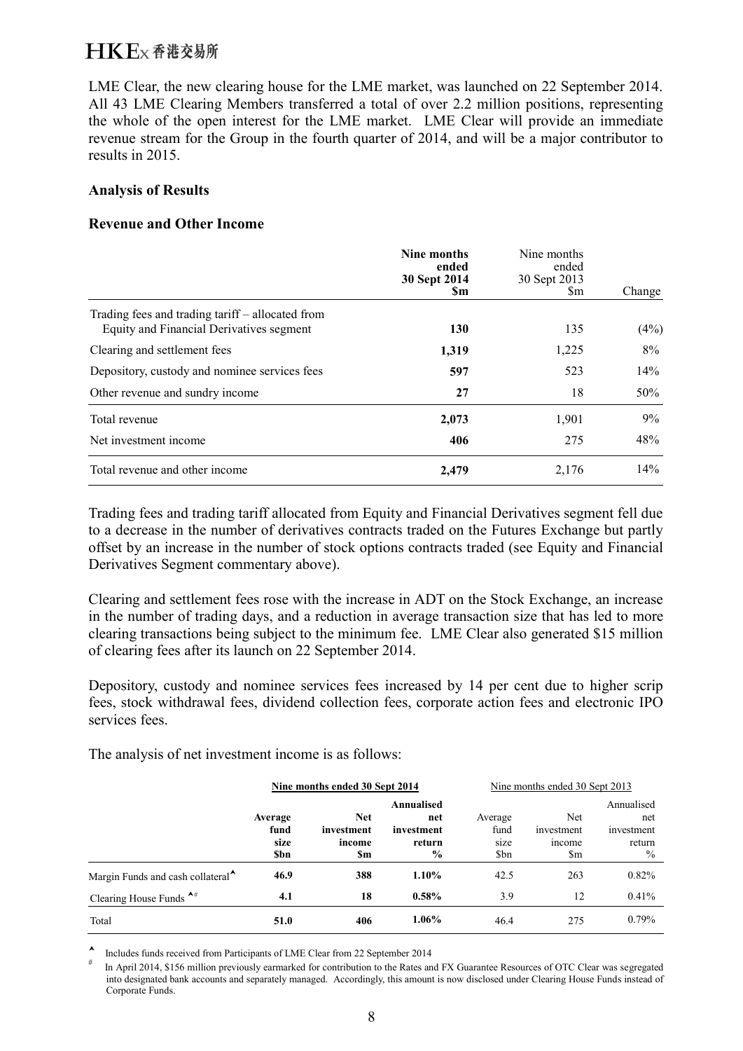LME Clear, the new clearing house for the LME market, was launched on 22 September 2014. All 43 LME Clearing Members transferred a total of over 2.2 million positions, representing the whole of the open interest for the LME market. LME Clear will provide an immediate revenue stream for the Group in the fourth quarter of 2014, and will be a major contributor to results in 2015.

**Analysis of Results**

**Revenue and Other Income**

| | **Nine months ended 30 Sept 2014 \$m** | Nine months ended 30 Sept 2013 \$m | Change |
|---|---|---|---|
| Trading fees and trading tariff – allocated from Equity and Financial Derivatives segment | **130** | 135 | (4%) |
| Clearing and settlement fees | **1,319** | 1,225 | 8% |
| Depository, custody and nominee services fees | **597** | 523 | 14% |
| Other revenue and sundry income | **27** | 18 | 50% |
| Total revenue | **2,073** | 1,901 | 9% |
| Net investment income | **406** | 275 | 48% |
| Total revenue and other income | **2,479** | 2,176 | 14% |

Trading fees and trading tariff allocated from Equity and Financial Derivatives segment fell due to a decrease in the number of derivatives contracts traded on the Futures Exchange but partly offset by an increase in the number of stock options contracts traded (see Equity and Financial Derivatives Segment commentary above).

Clearing and settlement fees rose with the increase in ADT on the Stock Exchange, an increase in the number of trading days, and a reduction in average transaction size that has led to more clearing transactions being subject to the minimum fee. LME Clear also generated \$15 million of clearing fees after its launch on 22 September 2014.

Depository, custody and nominee services fees increased by 14 per cent due to higher scrip fees, stock withdrawal fees, dividend collection fees, corporate action fees and electronic IPO services fees.

The analysis of net investment income is as follows:

| | **Nine months ended 30 Sept 2014** | | | Nine months ended 30 Sept 2013 | | |
|---|---|---|---|---|---|---|
| | **Average fund size \$bn** | **Net investment income \$m** | **Annualised net investment return %** | Average fund size \$bn | Net investment income \$m | Annualised net investment return % |
| Margin Funds and cash collateral▲ | **46.9** | **388** | **1.10%** | 42.5 | 263 | 0.82% |
| Clearing House Funds ▲# | **4.1** | **18** | **0.58%** | 3.9 | 12 | 0.41% |
| Total | **51.0** | **406** | **1.06%** | 46.4 | 275 | 0.79% |

▲ Includes funds received from Participants of LME Clear from 22 September 2014

\# In April 2014, \$156 million previously earmarked for contribution to the Rates and FX Guarantee Resources of OTC Clear was segregated into designated bank accounts and separately managed. Accordingly, this amount is now disclosed under Clearing House Funds instead of Corporate Funds.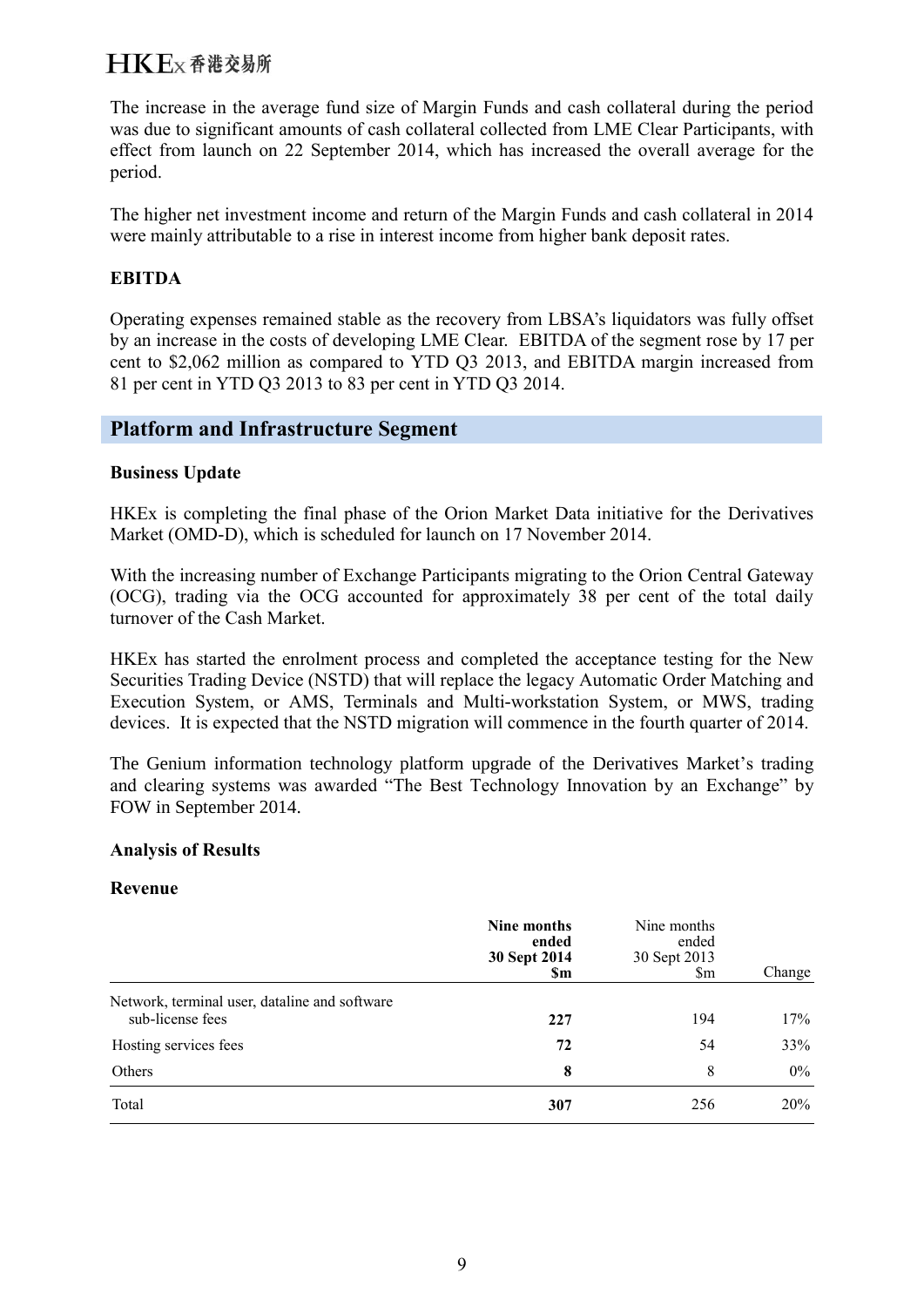The increase in the average fund size of Margin Funds and cash collateral during the period was due to significant amounts of cash collateral collected from LME Clear Participants, with effect from launch on 22 September 2014, which has increased the overall average for the period.

The higher net investment income and return of the Margin Funds and cash collateral in 2014 were mainly attributable to a rise in interest income from higher bank deposit rates.

**EBITDA**

Operating expenses remained stable as the recovery from LBSA's liquidators was fully offset by an increase in the costs of developing LME Clear. EBITDA of the segment rose by 17 per cent to $2,062 million as compared to YTD Q3 2013, and EBITDA margin increased from 81 per cent in YTD Q3 2013 to 83 per cent in YTD Q3 2014.

## Platform and Infrastructure Segment

**Business Update**

HKEx is completing the final phase of the Orion Market Data initiative for the Derivatives Market (OMD-D), which is scheduled for launch on 17 November 2014.

With the increasing number of Exchange Participants migrating to the Orion Central Gateway (OCG), trading via the OCG accounted for approximately 38 per cent of the total daily turnover of the Cash Market.

HKEx has started the enrolment process and completed the acceptance testing for the New Securities Trading Device (NSTD) that will replace the legacy Automatic Order Matching and Execution System, or AMS, Terminals and Multi-workstation System, or MWS, trading devices. It is expected that the NSTD migration will commence in the fourth quarter of 2014.

The Genium information technology platform upgrade of the Derivatives Market's trading and clearing systems was awarded "The Best Technology Innovation by an Exchange" by FOW in September 2014.

**Analysis of Results**

**Revenue**

| | **Nine months ended 30 Sept 2014 $m** | Nine months ended 30 Sept 2013 $m | Change |
|---|---|---|---|
| Network, terminal user, dataline and software sub-license fees | **227** | 194 | 17% |
| Hosting services fees | **72** | 54 | 33% |
| Others | **8** | 8 | 0% |
| Total | **307** | 256 | 20% |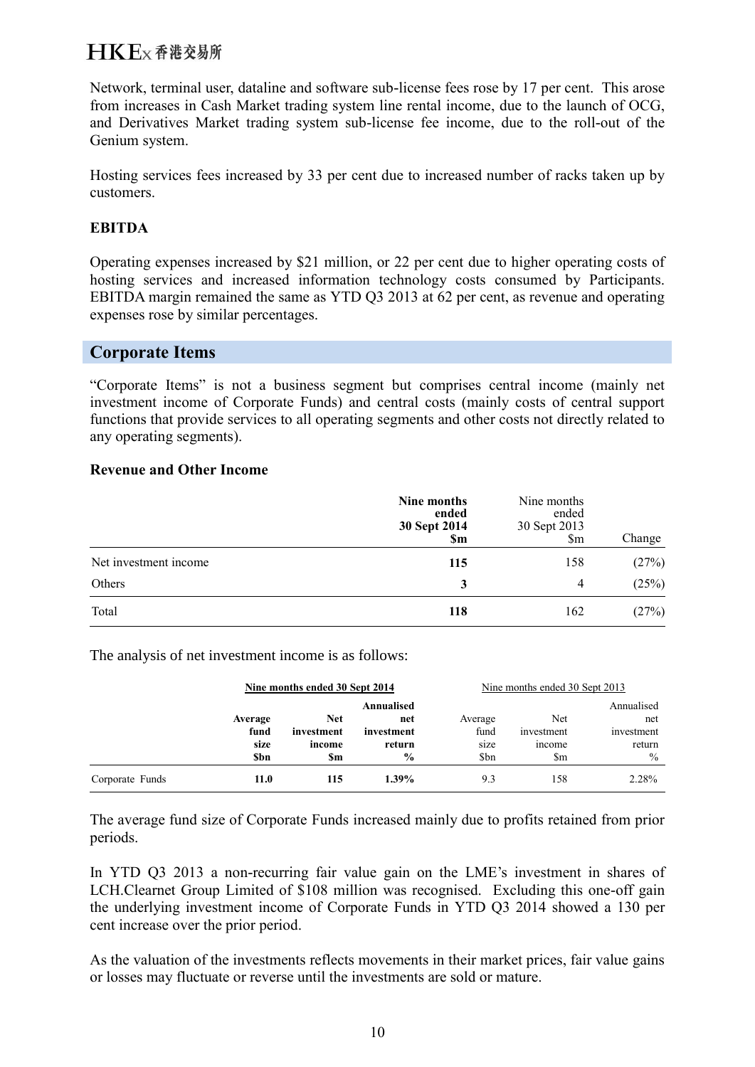Network, terminal user, dataline and software sub-license fees rose by 17 per cent. This arose from increases in Cash Market trading system line rental income, due to the launch of OCG, and Derivatives Market trading system sub-license fee income, due to the roll-out of the Genium system.

Hosting services fees increased by 33 per cent due to increased number of racks taken up by customers.

**EBITDA**

Operating expenses increased by $21 million, or 22 per cent due to higher operating costs of hosting services and increased information technology costs consumed by Participants. EBITDA margin remained the same as YTD Q3 2013 at 62 per cent, as revenue and operating expenses rose by similar percentages.

## Corporate Items

"Corporate Items" is not a business segment but comprises central income (mainly net investment income of Corporate Funds) and central costs (mainly costs of central support functions that provide services to all operating segments and other costs not directly related to any operating segments).

**Revenue and Other Income**

| | **Nine months ended 30 Sept 2014 $m** | Nine months ended 30 Sept 2013 $m | Change |
|---|---|---|---|
| Net investment income | **115** | 158 | (27%) |
| Others | **3** | 4 | (25%) |
| Total | **118** | 162 | (27%) |

The analysis of net investment income is as follows:

| | **Nine months ended 30 Sept 2014** | | | Nine months ended 30 Sept 2013 | | |
|---|---|---|---|---|---|---|
| | **Average fund size $bn** | **Net investment income $m** | **Annualised net investment return %** | Average fund size $bn | Net investment income $m | Annualised net investment return % |
| Corporate Funds | **11.0** | **115** | **1.39%** | 9.3 | 158 | 2.28% |

The average fund size of Corporate Funds increased mainly due to profits retained from prior periods.

In YTD Q3 2013 a non-recurring fair value gain on the LME's investment in shares of LCH.Clearnet Group Limited of $108 million was recognised. Excluding this one-off gain the underlying investment income of Corporate Funds in YTD Q3 2014 showed a 130 per cent increase over the prior period.

As the valuation of the investments reflects movements in their market prices, fair value gains or losses may fluctuate or reverse until the investments are sold or mature.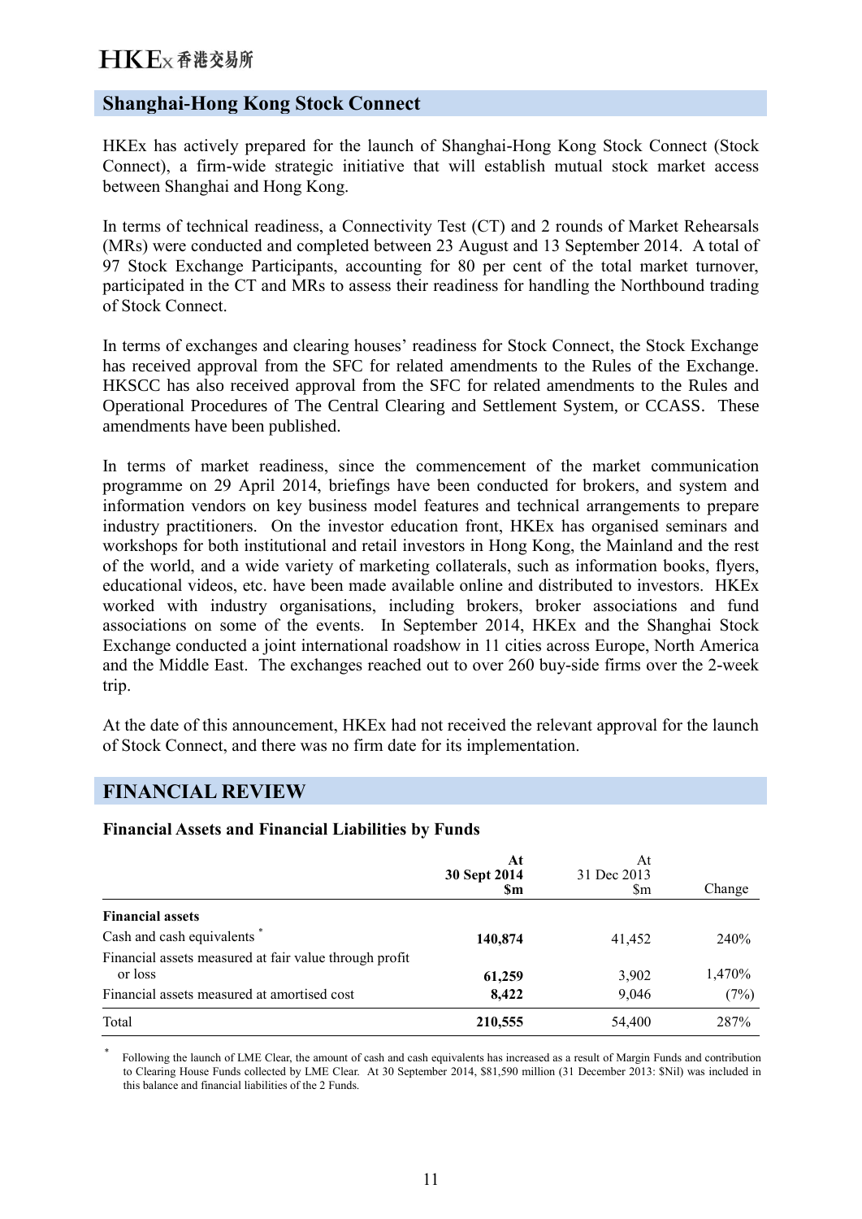## Shanghai-Hong Kong Stock Connect

HKEx has actively prepared for the launch of Shanghai-Hong Kong Stock Connect (Stock Connect), a firm-wide strategic initiative that will establish mutual stock market access between Shanghai and Hong Kong.

In terms of technical readiness, a Connectivity Test (CT) and 2 rounds of Market Rehearsals (MRs) were conducted and completed between 23 August and 13 September 2014. A total of 97 Stock Exchange Participants, accounting for 80 per cent of the total market turnover, participated in the CT and MRs to assess their readiness for handling the Northbound trading of Stock Connect.

In terms of exchanges and clearing houses' readiness for Stock Connect, the Stock Exchange has received approval from the SFC for related amendments to the Rules of the Exchange. HKSCC has also received approval from the SFC for related amendments to the Rules and Operational Procedures of The Central Clearing and Settlement System, or CCASS. These amendments have been published.

In terms of market readiness, since the commencement of the market communication programme on 29 April 2014, briefings have been conducted for brokers, and system and information vendors on key business model features and technical arrangements to prepare industry practitioners. On the investor education front, HKEx has organised seminars and workshops for both institutional and retail investors in Hong Kong, the Mainland and the rest of the world, and a wide variety of marketing collaterals, such as information books, flyers, educational videos, etc. have been made available online and distributed to investors. HKEx worked with industry organisations, including brokers, broker associations and fund associations on some of the events. In September 2014, HKEx and the Shanghai Stock Exchange conducted a joint international roadshow in 11 cities across Europe, North America and the Middle East. The exchanges reached out to over 260 buy-side firms over the 2-week trip.

At the date of this announcement, HKEx had not received the relevant approval for the launch of Stock Connect, and there was no firm date for its implementation.

## FINANCIAL REVIEW

### Financial Assets and Financial Liabilities by Funds

| | **At 30 Sept 2014 $m** | At 31 Dec 2013 $m | Change |
|---|---|---|---|
| **Financial assets** | | | |
| Cash and cash equivalents * | **140,874** | 41,452 | 240% |
| Financial assets measured at fair value through profit or loss | **61,259** | 3,902 | 1,470% |
| Financial assets measured at amortised cost | **8,422** | 9,046 | (7%) |
| Total | **210,555** | 54,400 | 287% |

\* Following the launch of LME Clear, the amount of cash and cash equivalents has increased as a result of Margin Funds and contribution to Clearing House Funds collected by LME Clear. At 30 September 2014, $81,590 million (31 December 2013: $Nil) was included in this balance and financial liabilities of the 2 Funds.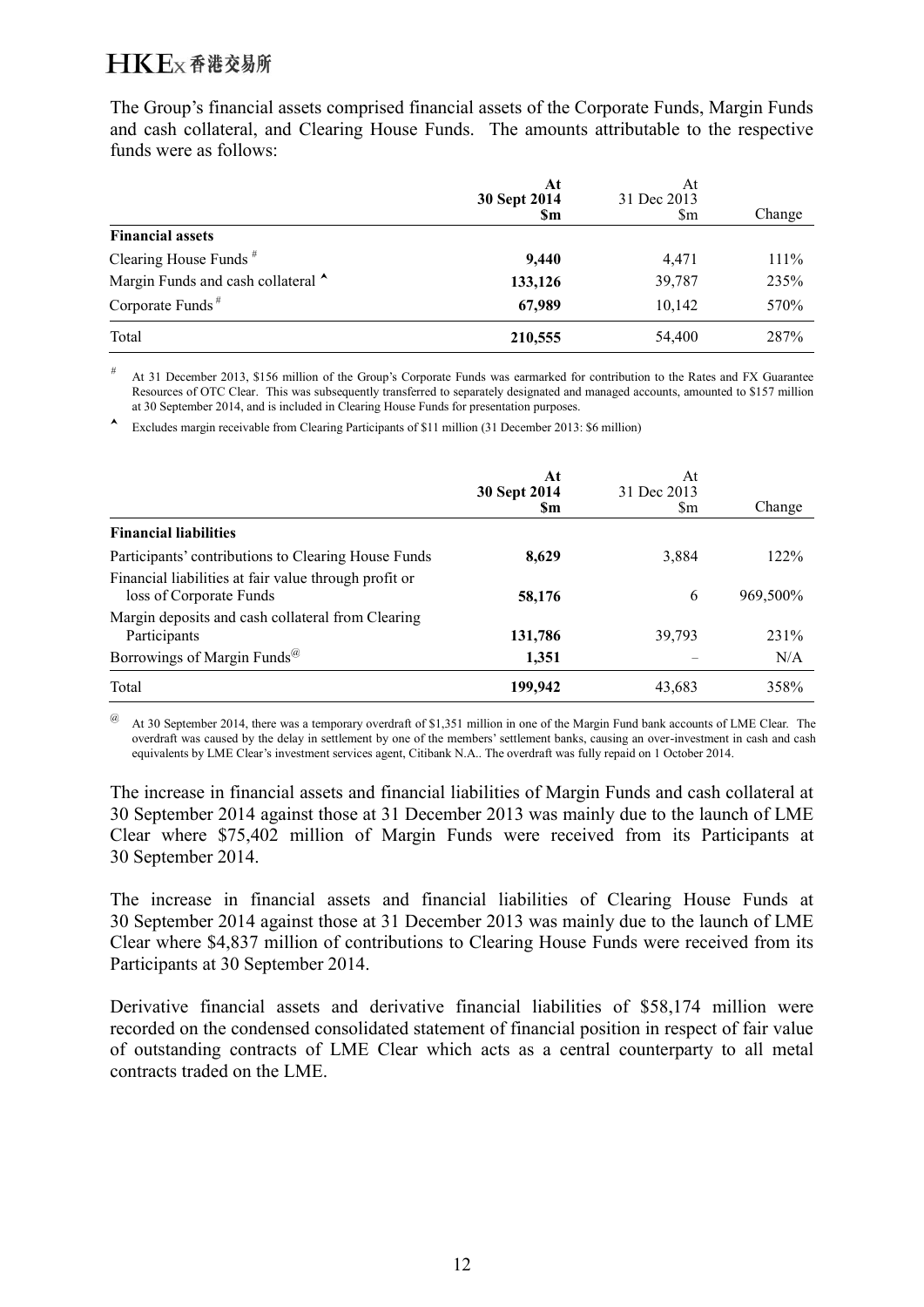The Group's financial assets comprised financial assets of the Corporate Funds, Margin Funds and cash collateral, and Clearing House Funds. The amounts attributable to the respective funds were as follows:

| | **At 30 Sept 2014 $m** | At 31 Dec 2013 $m | Change |
|---|---|---|---|
| **Financial assets** | | | |
| Clearing House Funds # | **9,440** | 4,471 | 111% |
| Margin Funds and cash collateral ^ | **133,126** | 39,787 | 235% |
| Corporate Funds # | **67,989** | 10,142 | 570% |
| Total | **210,555** | 54,400 | 287% |

\# At 31 December 2013, $156 million of the Group's Corporate Funds was earmarked for contribution to the Rates and FX Guarantee Resources of OTC Clear. This was subsequently transferred to separately designated and managed accounts, amounted to $157 million at 30 September 2014, and is included in Clearing House Funds for presentation purposes.

^ Excludes margin receivable from Clearing Participants of $11 million (31 December 2013: $6 million)

| | **At 30 Sept 2014 $m** | At 31 Dec 2013 $m | Change |
|---|---|---|---|
| **Financial liabilities** | | | |
| Participants' contributions to Clearing House Funds | **8,629** | 3,884 | 122% |
| Financial liabilities at fair value through profit or loss of Corporate Funds | **58,176** | 6 | 969,500% |
| Margin deposits and cash collateral from Clearing Participants | **131,786** | 39,793 | 231% |
| Borrowings of Margin Funds @ | **1,351** | – | N/A |
| Total | **199,942** | 43,683 | 358% |

@ At 30 September 2014, there was a temporary overdraft of $1,351 million in one of the Margin Fund bank accounts of LME Clear. The overdraft was caused by the delay in settlement by one of the members' settlement banks, causing an over-investment in cash and cash equivalents by LME Clear's investment services agent, Citibank N.A.. The overdraft was fully repaid on 1 October 2014.

The increase in financial assets and financial liabilities of Margin Funds and cash collateral at 30 September 2014 against those at 31 December 2013 was mainly due to the launch of LME Clear where $75,402 million of Margin Funds were received from its Participants at 30 September 2014.

The increase in financial assets and financial liabilities of Clearing House Funds at 30 September 2014 against those at 31 December 2013 was mainly due to the launch of LME Clear where $4,837 million of contributions to Clearing House Funds were received from its Participants at 30 September 2014.

Derivative financial assets and derivative financial liabilities of $58,174 million were recorded on the condensed consolidated statement of financial position in respect of fair value of outstanding contracts of LME Clear which acts as a central counterparty to all metal contracts traded on the LME.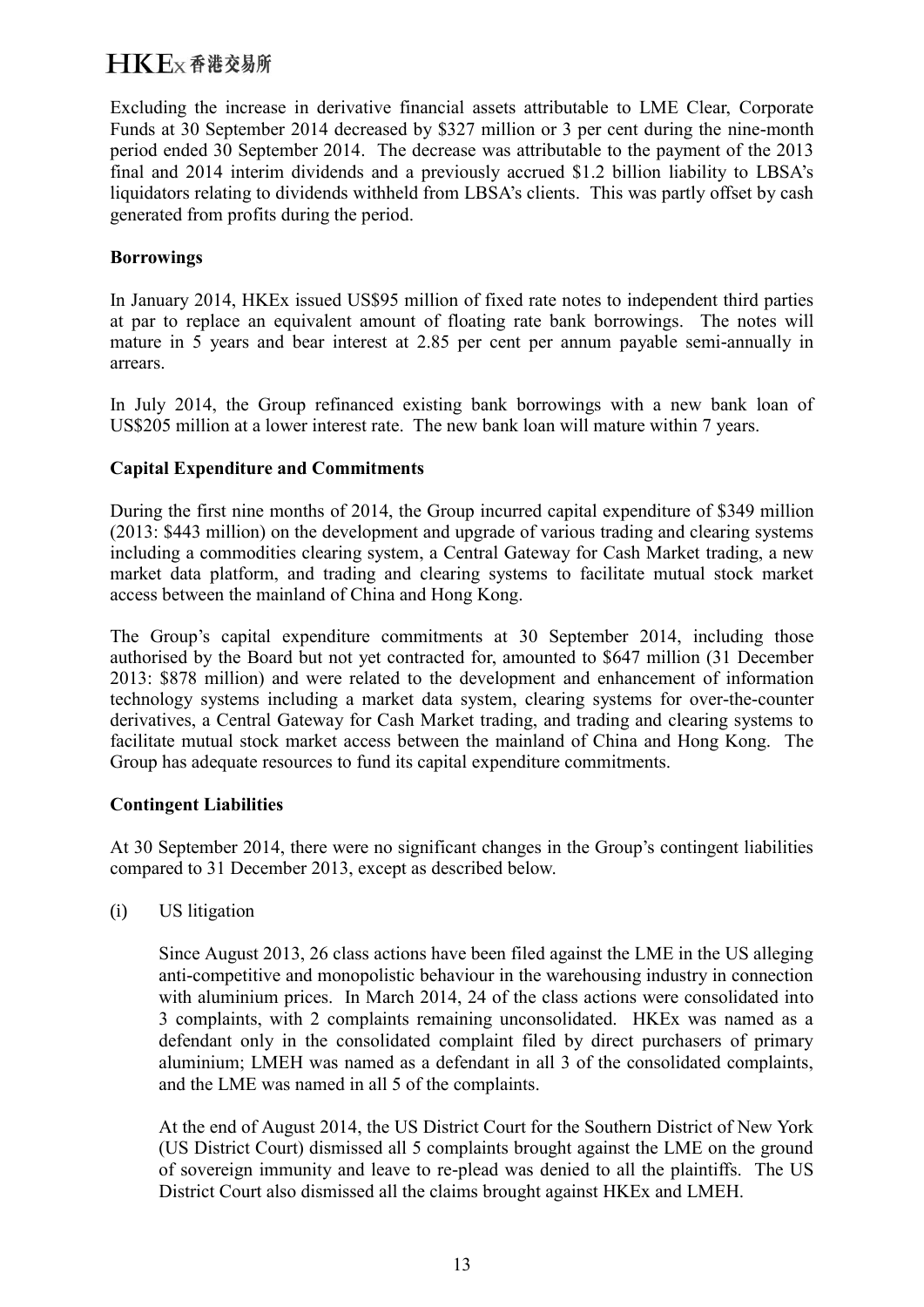Excluding the increase in derivative financial assets attributable to LME Clear, Corporate Funds at 30 September 2014 decreased by $327 million or 3 per cent during the nine-month period ended 30 September 2014. The decrease was attributable to the payment of the 2013 final and 2014 interim dividends and a previously accrued $1.2 billion liability to LBSA's liquidators relating to dividends withheld from LBSA's clients. This was partly offset by cash generated from profits during the period.

**Borrowings**

In January 2014, HKEx issued US$95 million of fixed rate notes to independent third parties at par to replace an equivalent amount of floating rate bank borrowings. The notes will mature in 5 years and bear interest at 2.85 per cent per annum payable semi-annually in arrears.

In July 2014, the Group refinanced existing bank borrowings with a new bank loan of US$205 million at a lower interest rate. The new bank loan will mature within 7 years.

**Capital Expenditure and Commitments**

During the first nine months of 2014, the Group incurred capital expenditure of $349 million (2013: $443 million) on the development and upgrade of various trading and clearing systems including a commodities clearing system, a Central Gateway for Cash Market trading, a new market data platform, and trading and clearing systems to facilitate mutual stock market access between the mainland of China and Hong Kong.

The Group's capital expenditure commitments at 30 September 2014, including those authorised by the Board but not yet contracted for, amounted to $647 million (31 December 2013: $878 million) and were related to the development and enhancement of information technology systems including a market data system, clearing systems for over-the-counter derivatives, a Central Gateway for Cash Market trading, and trading and clearing systems to facilitate mutual stock market access between the mainland of China and Hong Kong. The Group has adequate resources to fund its capital expenditure commitments.

**Contingent Liabilities**

At 30 September 2014, there were no significant changes in the Group's contingent liabilities compared to 31 December 2013, except as described below.

(i) US litigation

Since August 2013, 26 class actions have been filed against the LME in the US alleging anti-competitive and monopolistic behaviour in the warehousing industry in connection with aluminium prices. In March 2014, 24 of the class actions were consolidated into 3 complaints, with 2 complaints remaining unconsolidated. HKEx was named as a defendant only in the consolidated complaint filed by direct purchasers of primary aluminium; LMEH was named as a defendant in all 3 of the consolidated complaints, and the LME was named in all 5 of the complaints.

At the end of August 2014, the US District Court for the Southern District of New York (US District Court) dismissed all 5 complaints brought against the LME on the ground of sovereign immunity and leave to re-plead was denied to all the plaintiffs. The US District Court also dismissed all the claims brought against HKEx and LMEH.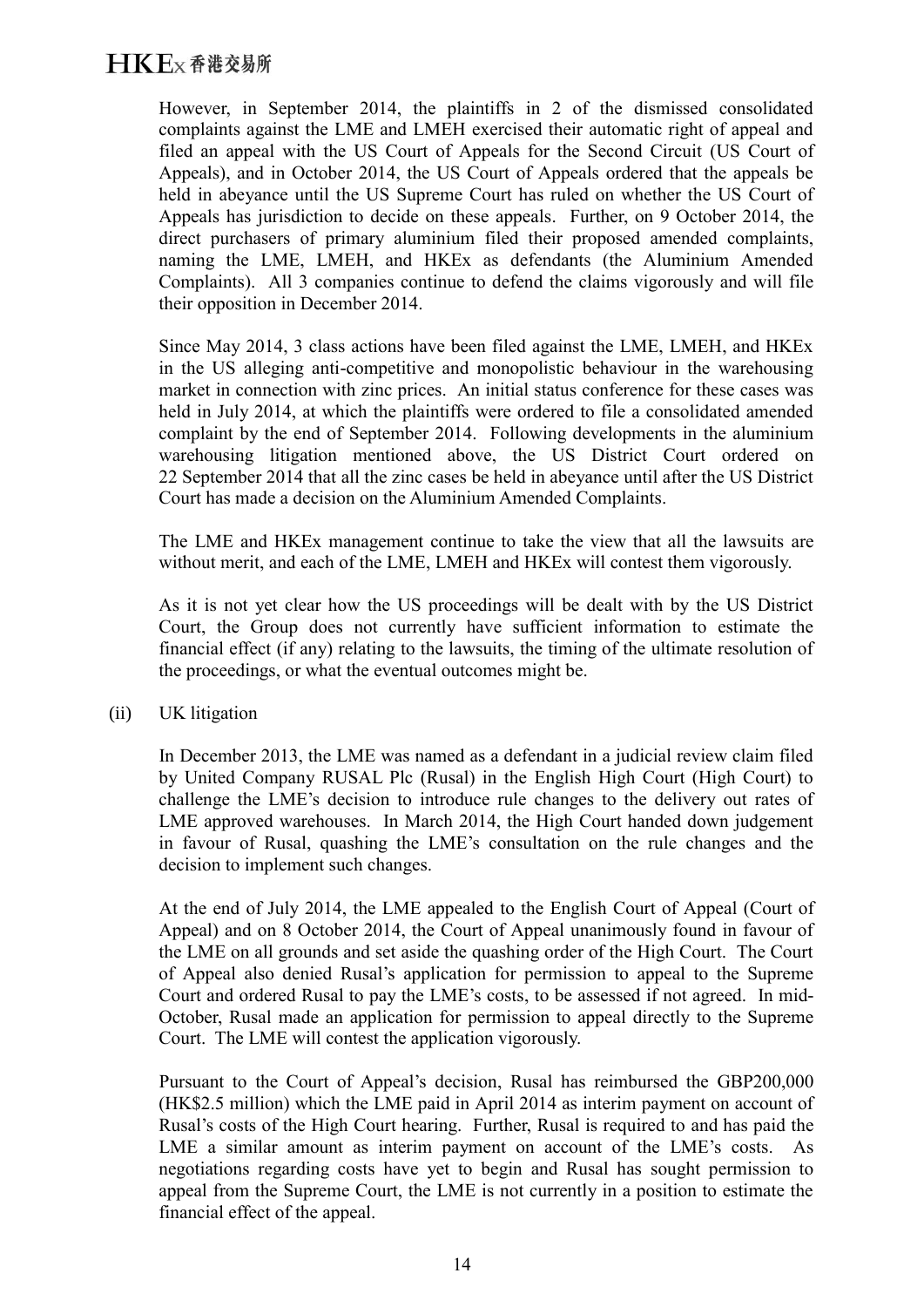However, in September 2014, the plaintiffs in 2 of the dismissed consolidated complaints against the LME and LMEH exercised their automatic right of appeal and filed an appeal with the US Court of Appeals for the Second Circuit (US Court of Appeals), and in October 2014, the US Court of Appeals ordered that the appeals be held in abeyance until the US Supreme Court has ruled on whether the US Court of Appeals has jurisdiction to decide on these appeals. Further, on 9 October 2014, the direct purchasers of primary aluminium filed their proposed amended complaints, naming the LME, LMEH, and HKEx as defendants (the Aluminium Amended Complaints). All 3 companies continue to defend the claims vigorously and will file their opposition in December 2014.

Since May 2014, 3 class actions have been filed against the LME, LMEH, and HKEx in the US alleging anti-competitive and monopolistic behaviour in the warehousing market in connection with zinc prices. An initial status conference for these cases was held in July 2014, at which the plaintiffs were ordered to file a consolidated amended complaint by the end of September 2014. Following developments in the aluminium warehousing litigation mentioned above, the US District Court ordered on 22 September 2014 that all the zinc cases be held in abeyance until after the US District Court has made a decision on the Aluminium Amended Complaints.

The LME and HKEx management continue to take the view that all the lawsuits are without merit, and each of the LME, LMEH and HKEx will contest them vigorously.

As it is not yet clear how the US proceedings will be dealt with by the US District Court, the Group does not currently have sufficient information to estimate the financial effect (if any) relating to the lawsuits, the timing of the ultimate resolution of the proceedings, or what the eventual outcomes might be.

(ii) UK litigation

In December 2013, the LME was named as a defendant in a judicial review claim filed by United Company RUSAL Plc (Rusal) in the English High Court (High Court) to challenge the LME's decision to introduce rule changes to the delivery out rates of LME approved warehouses. In March 2014, the High Court handed down judgement in favour of Rusal, quashing the LME's consultation on the rule changes and the decision to implement such changes.

At the end of July 2014, the LME appealed to the English Court of Appeal (Court of Appeal) and on 8 October 2014, the Court of Appeal unanimously found in favour of the LME on all grounds and set aside the quashing order of the High Court. The Court of Appeal also denied Rusal's application for permission to appeal to the Supreme Court and ordered Rusal to pay the LME's costs, to be assessed if not agreed. In mid-October, Rusal made an application for permission to appeal directly to the Supreme Court. The LME will contest the application vigorously.

Pursuant to the Court of Appeal's decision, Rusal has reimbursed the GBP200,000 (HK$2.5 million) which the LME paid in April 2014 as interim payment on account of Rusal's costs of the High Court hearing. Further, Rusal is required to and has paid the LME a similar amount as interim payment on account of the LME's costs. As negotiations regarding costs have yet to begin and Rusal has sought permission to appeal from the Supreme Court, the LME is not currently in a position to estimate the financial effect of the appeal.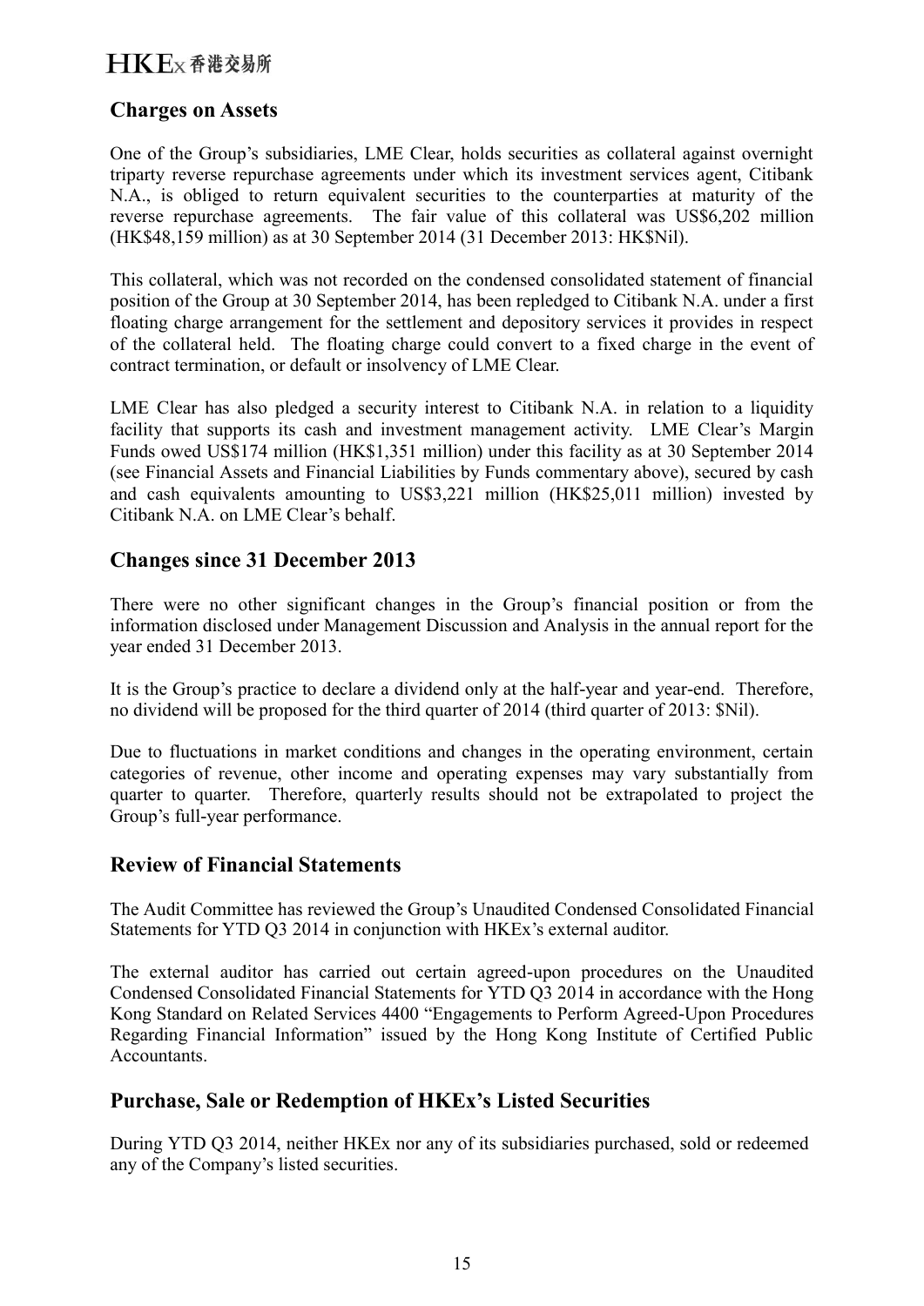## Charges on Assets

One of the Group's subsidiaries, LME Clear, holds securities as collateral against overnight triparty reverse repurchase agreements under which its investment services agent, Citibank N.A., is obliged to return equivalent securities to the counterparties at maturity of the reverse repurchase agreements. The fair value of this collateral was US$6,202 million (HK$48,159 million) as at 30 September 2014 (31 December 2013: HK$Nil).

This collateral, which was not recorded on the condensed consolidated statement of financial position of the Group at 30 September 2014, has been repledged to Citibank N.A. under a first floating charge arrangement for the settlement and depository services it provides in respect of the collateral held. The floating charge could convert to a fixed charge in the event of contract termination, or default or insolvency of LME Clear.

LME Clear has also pledged a security interest to Citibank N.A. in relation to a liquidity facility that supports its cash and investment management activity. LME Clear's Margin Funds owed US$174 million (HK$1,351 million) under this facility as at 30 September 2014 (see Financial Assets and Financial Liabilities by Funds commentary above), secured by cash and cash equivalents amounting to US$3,221 million (HK$25,011 million) invested by Citibank N.A. on LME Clear's behalf.

## Changes since 31 December 2013

There were no other significant changes in the Group's financial position or from the information disclosed under Management Discussion and Analysis in the annual report for the year ended 31 December 2013.

It is the Group's practice to declare a dividend only at the half-year and year-end. Therefore, no dividend will be proposed for the third quarter of 2014 (third quarter of 2013: $Nil).

Due to fluctuations in market conditions and changes in the operating environment, certain categories of revenue, other income and operating expenses may vary substantially from quarter to quarter. Therefore, quarterly results should not be extrapolated to project the Group's full-year performance.

## Review of Financial Statements

The Audit Committee has reviewed the Group's Unaudited Condensed Consolidated Financial Statements for YTD Q3 2014 in conjunction with HKEx's external auditor.

The external auditor has carried out certain agreed-upon procedures on the Unaudited Condensed Consolidated Financial Statements for YTD Q3 2014 in accordance with the Hong Kong Standard on Related Services 4400 "Engagements to Perform Agreed-Upon Procedures Regarding Financial Information" issued by the Hong Kong Institute of Certified Public Accountants.

## Purchase, Sale or Redemption of HKEx's Listed Securities

During YTD Q3 2014, neither HKEx nor any of its subsidiaries purchased, sold or redeemed any of the Company's listed securities.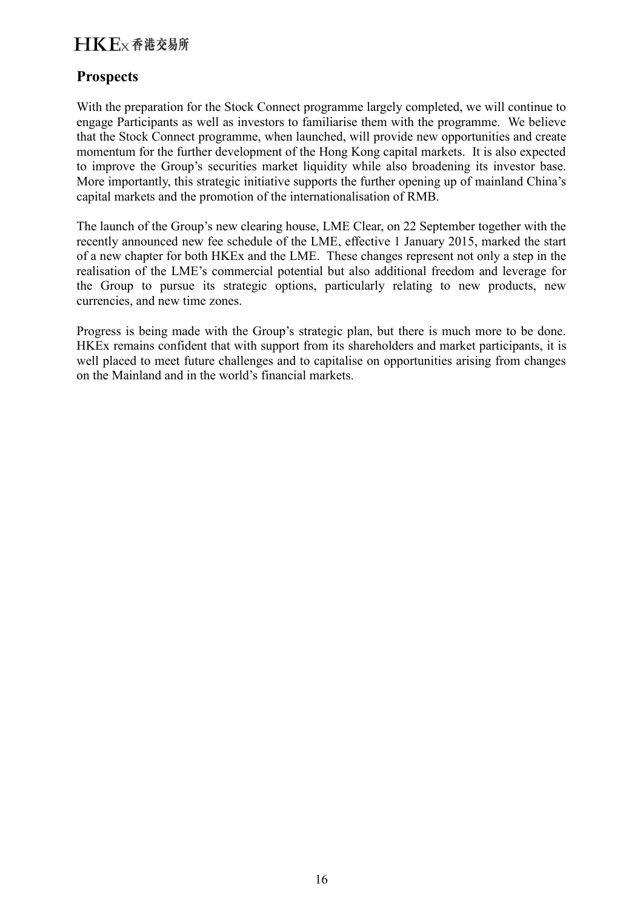## Prospects

With the preparation for the Stock Connect programme largely completed, we will continue to engage Participants as well as investors to familiarise them with the programme. We believe that the Stock Connect programme, when launched, will provide new opportunities and create momentum for the further development of the Hong Kong capital markets. It is also expected to improve the Group's securities market liquidity while also broadening its investor base. More importantly, this strategic initiative supports the further opening up of mainland China's capital markets and the promotion of the internationalisation of RMB.

The launch of the Group's new clearing house, LME Clear, on 22 September together with the recently announced new fee schedule of the LME, effective 1 January 2015, marked the start of a new chapter for both HKEx and the LME. These changes represent not only a step in the realisation of the LME's commercial potential but also additional freedom and leverage for the Group to pursue its strategic options, particularly relating to new products, new currencies, and new time zones.

Progress is being made with the Group's strategic plan, but there is much more to be done. HKEx remains confident that with support from its shareholders and market participants, it is well placed to meet future challenges and to capitalise on opportunities arising from changes on the Mainland and in the world's financial markets.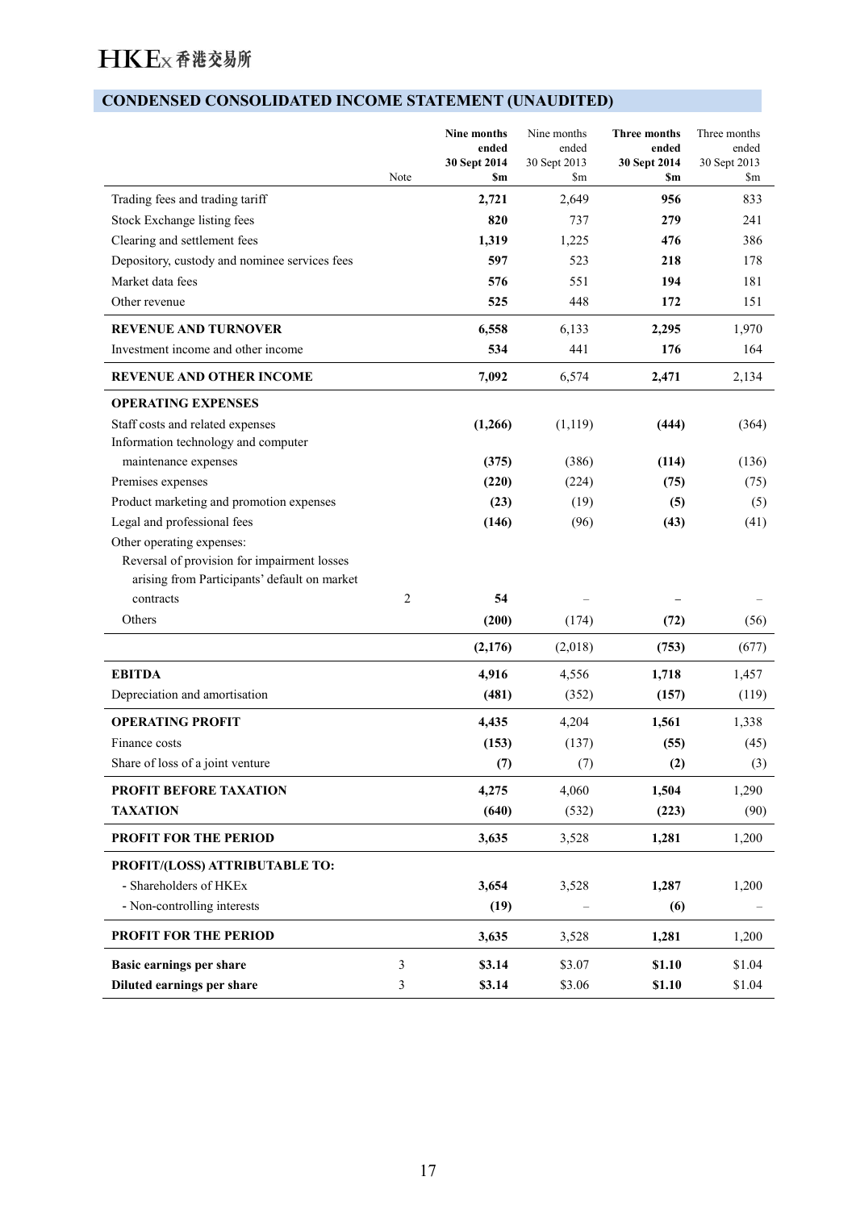## CONDENSED CONSOLIDATED INCOME STATEMENT (UNAUDITED)

| | Note | **Nine months ended 30 Sept 2014 $m** | Nine months ended 30 Sept 2013 $m | **Three months ended 30 Sept 2014 $m** | Three months ended 30 Sept 2013 $m |
|---|---|---|---|---|---|
| Trading fees and trading tariff | | **2,721** | 2,649 | **956** | 833 |
| Stock Exchange listing fees | | **820** | 737 | **279** | 241 |
| Clearing and settlement fees | | **1,319** | 1,225 | **476** | 386 |
| Depository, custody and nominee services fees | | **597** | 523 | **218** | 178 |
| Market data fees | | **576** | 551 | **194** | 181 |
| Other revenue | | **525** | 448 | **172** | 151 |
| **REVENUE AND TURNOVER** | | **6,558** | 6,133 | **2,295** | 1,970 |
| Investment income and other income | | **534** | 441 | **176** | 164 |
| **REVENUE AND OTHER INCOME** | | **7,092** | 6,574 | **2,471** | 2,134 |
| **OPERATING EXPENSES** | | | | | |
| Staff costs and related expenses | | **(1,266)** | (1,119) | **(444)** | (364) |
| Information technology and computer maintenance expenses | | **(375)** | (386) | **(114)** | (136) |
| Premises expenses | | **(220)** | (224) | **(75)** | (75) |
| Product marketing and promotion expenses | | **(23)** | (19) | **(5)** | (5) |
| Legal and professional fees | | **(146)** | (96) | **(43)** | (41) |
| Other operating expenses: | | | | | |
| Reversal of provision for impairment losses arising from Participants' default on market contracts | 2 | **54** | – | **–** | – |
| Others | | **(200)** | (174) | **(72)** | (56) |
| | | **(2,176)** | (2,018) | **(753)** | (677) |
| **EBITDA** | | **4,916** | 4,556 | **1,718** | 1,457 |
| Depreciation and amortisation | | **(481)** | (352) | **(157)** | (119) |
| **OPERATING PROFIT** | | **4,435** | 4,204 | **1,561** | 1,338 |
| Finance costs | | **(153)** | (137) | **(55)** | (45) |
| Share of loss of a joint venture | | **(7)** | (7) | **(2)** | (3) |
| **PROFIT BEFORE TAXATION** | | **4,275** | 4,060 | **1,504** | 1,290 |
| **TAXATION** | | **(640)** | (532) | **(223)** | (90) |
| **PROFIT FOR THE PERIOD** | | **3,635** | 3,528 | **1,281** | 1,200 |
| **PROFIT/(LOSS) ATTRIBUTABLE TO:** | | | | | |
| - Shareholders of HKEx | | **3,654** | 3,528 | **1,287** | 1,200 |
| - Non-controlling interests | | **(19)** | – | **(6)** | – |
| **PROFIT FOR THE PERIOD** | | **3,635** | 3,528 | **1,281** | 1,200 |
| **Basic earnings per share** | 3 | **$3.14** | $3.07 | **$1.10** | $1.04 |
| **Diluted earnings per share** | 3 | **$3.14** | $3.06 | **$1.10** | $1.04 |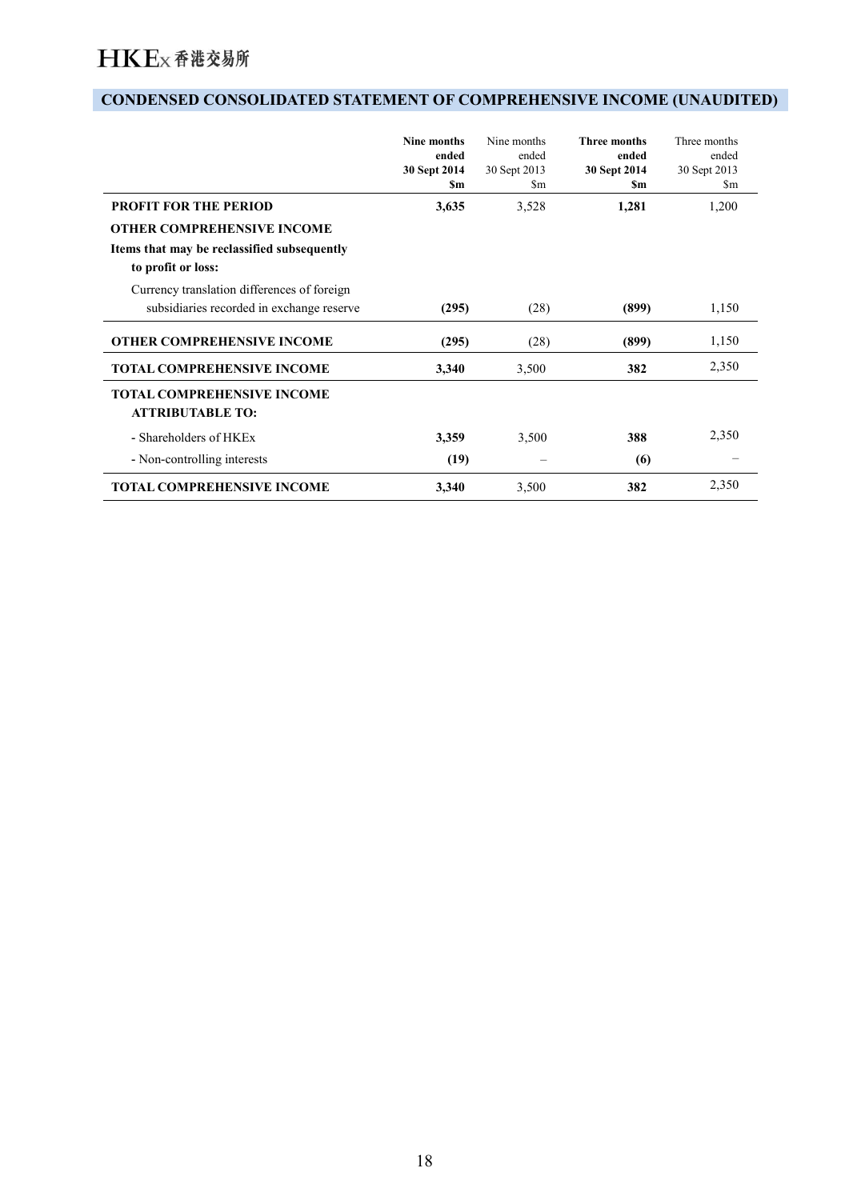## CONDENSED CONSOLIDATED STATEMENT OF COMPREHENSIVE INCOME (UNAUDITED)

| | **Nine months ended 30 Sept 2014 $m** | Nine months ended 30 Sept 2013 $m | **Three months ended 30 Sept 2014 $m** | Three months ended 30 Sept 2013 $m |
|---|---|---|---|---|
| **PROFIT FOR THE PERIOD** | **3,635** | 3,528 | **1,281** | 1,200 |
| **OTHER COMPREHENSIVE INCOME** | | | | |
| **Items that may be reclassified subsequently to profit or loss:** | | | | |
| Currency translation differences of foreign subsidiaries recorded in exchange reserve | **(295)** | (28) | **(899)** | 1,150 |
| **OTHER COMPREHENSIVE INCOME** | **(295)** | (28) | **(899)** | 1,150 |
| **TOTAL COMPREHENSIVE INCOME** | **3,340** | 3,500 | **382** | 2,350 |
| **TOTAL COMPREHENSIVE INCOME ATTRIBUTABLE TO:** | | | | |
| - Shareholders of HKEx | **3,359** | 3,500 | **388** | 2,350 |
| - Non-controlling interests | **(19)** | – | **(6)** | – |
| **TOTAL COMPREHENSIVE INCOME** | **3,340** | 3,500 | **382** | 2,350 |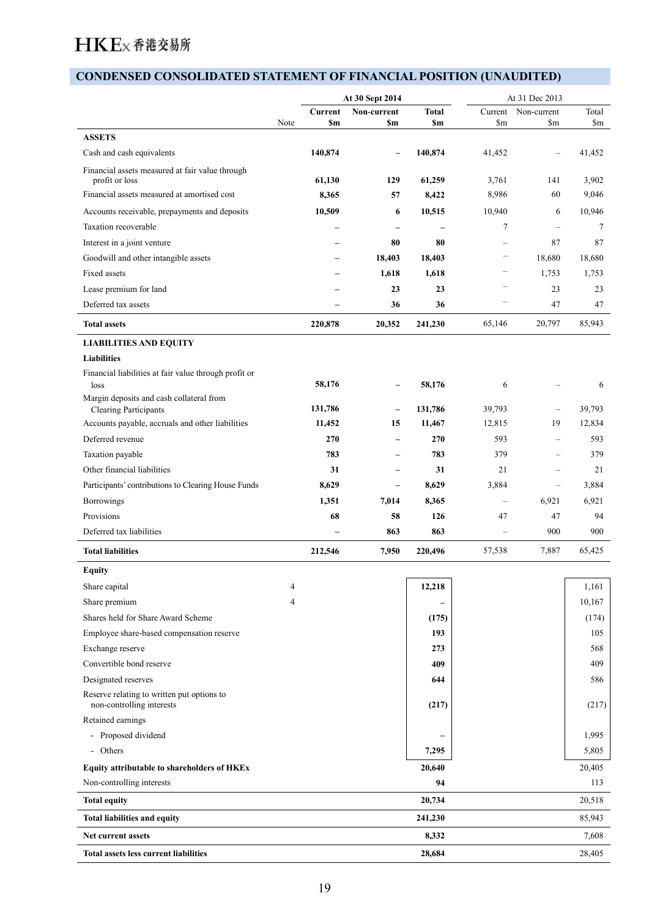## CONDENSED CONSOLIDATED STATEMENT OF FINANCIAL POSITION (UNAUDITED)

| | Note | At 30 Sept 2014 | | | At 31 Dec 2013 | | |
|---|---|---|---|---|---|---|---|
| | | **Current** | **Non-current** | **Total** | Current | Non-current | Total |
| | | **$m** | **$m** | **$m** | $m | $m | $m |
| **ASSETS** | | | | | | | |
| Cash and cash equivalents | | **140,874** | **–** | **140,874** | 41,452 | – | 41,452 |
| Financial assets measured at fair value through profit or loss | | **61,130** | **129** | **61,259** | 3,761 | 141 | 3,902 |
| Financial assets measured at amortised cost | | **8,365** | **57** | **8,422** | 8,986 | 60 | 9,046 |
| Accounts receivable, prepayments and deposits | | **10,509** | **6** | **10,515** | 10,940 | 6 | 10,946 |
| Taxation recoverable | | **–** | **–** | **–** | 7 | – | 7 |
| Interest in a joint venture | | **–** | **80** | **80** | – | 87 | 87 |
| Goodwill and other intangible assets | | **–** | **18,403** | **18,403** | – | 18,680 | 18,680 |
| Fixed assets | | **–** | **1,618** | **1,618** | – | 1,753 | 1,753 |
| Lease premium for land | | **–** | **23** | **23** | – | 23 | 23 |
| Deferred tax assets | | **–** | **36** | **36** | – | 47 | 47 |
| **Total assets** | | **220,878** | **20,352** | **241,230** | 65,146 | 20,797 | 85,943 |
| **LIABILITIES AND EQUITY** | | | | | | | |
| **Liabilities** | | | | | | | |
| Financial liabilities at fair value through profit or loss | | **58,176** | **–** | **58,176** | 6 | – | 6 |
| Margin deposits and cash collateral from Clearing Participants | | **131,786** | **–** | **131,786** | 39,793 | – | 39,793 |
| Accounts payable, accruals and other liabilities | | **11,452** | **15** | **11,467** | 12,815 | 19 | 12,834 |
| Deferred revenue | | **270** | **–** | **270** | 593 | – | 593 |
| Taxation payable | | **783** | **–** | **783** | 379 | – | 379 |
| Other financial liabilities | | **31** | **–** | **31** | 21 | – | 21 |
| Participants' contributions to Clearing House Funds | | **8,629** | **–** | **8,629** | 3,884 | – | 3,884 |
| Borrowings | | **1,351** | **7,014** | **8,365** | – | 6,921 | 6,921 |
| Provisions | | **68** | **58** | **126** | 47 | 47 | 94 |
| Deferred tax liabilities | | **–** | **863** | **863** | – | 900 | 900 |
| **Total liabilities** | | **212,546** | **7,950** | **220,496** | 57,538 | 7,887 | 65,425 |
| **Equity** | | | | | | | |
| Share capital | 4 | | | **12,218** | | | 1,161 |
| Share premium | 4 | | | **–** | | | 10,167 |
| Shares held for Share Award Scheme | | | | **(175)** | | | (174) |
| Employee share-based compensation reserve | | | | **193** | | | 105 |
| Exchange reserve | | | | **273** | | | 568 |
| Convertible bond reserve | | | | **409** | | | 409 |
| Designated reserves | | | | **644** | | | 586 |
| Reserve relating to written put options to non-controlling interests | | | | **(217)** | | | (217) |
| Retained earnings | | | | | | | |
| - Proposed dividend | | | | **–** | | | 1,995 |
| - Others | | | | **7,295** | | | 5,805 |
| **Equity attributable to shareholders of HKEx** | | | | **20,640** | | | 20,405 |
| Non-controlling interests | | | | **94** | | | 113 |
| **Total equity** | | | | **20,734** | | | 20,518 |
| **Total liabilities and equity** | | | | **241,230** | | | 85,943 |
| **Net current assets** | | | | **8,332** | | | 7,608 |
| **Total assets less current liabilities** | | | | **28,684** | | | 28,405 |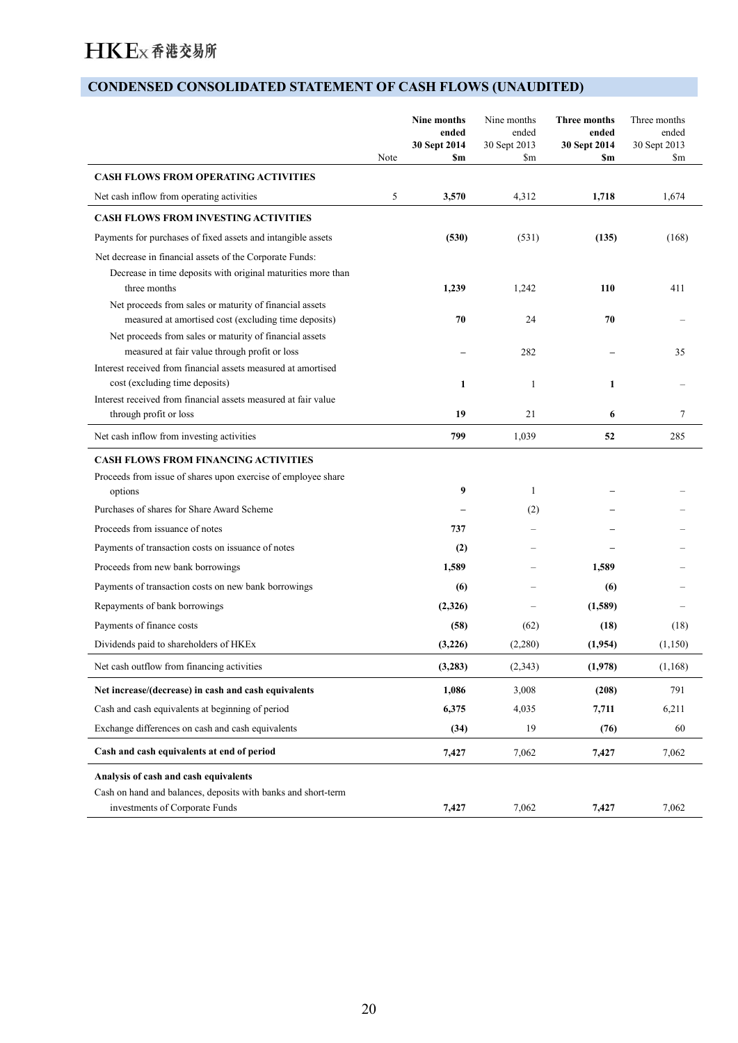## CONDENSED CONSOLIDATED STATEMENT OF CASH FLOWS (UNAUDITED)

| | Note | **Nine months ended 30 Sept 2014 $m** | Nine months ended 30 Sept 2013 $m | **Three months ended 30 Sept 2014 $m** | Three months ended 30 Sept 2013 $m |
|---|---|---|---|---|---|
| **CASH FLOWS FROM OPERATING ACTIVITIES** | | | | | |
| Net cash inflow from operating activities | 5 | **3,570** | 4,312 | **1,718** | 1,674 |
| **CASH FLOWS FROM INVESTING ACTIVITIES** | | | | | |
| Payments for purchases of fixed assets and intangible assets | | **(530)** | (531) | **(135)** | (168) |
| Net decrease in financial assets of the Corporate Funds: | | | | | |
| Decrease in time deposits with original maturities more than three months | | **1,239** | 1,242 | **110** | 411 |
| Net proceeds from sales or maturity of financial assets measured at amortised cost (excluding time deposits) | | **70** | 24 | **70** | – |
| Net proceeds from sales or maturity of financial assets measured at fair value through profit or loss | | **–** | 282 | **–** | 35 |
| Interest received from financial assets measured at amortised cost (excluding time deposits) | | **1** | 1 | **1** | – |
| Interest received from financial assets measured at fair value through profit or loss | | **19** | 21 | **6** | 7 |
| Net cash inflow from investing activities | | **799** | 1,039 | **52** | 285 |
| **CASH FLOWS FROM FINANCING ACTIVITIES** | | | | | |
| Proceeds from issue of shares upon exercise of employee share options | | **9** | 1 | **–** | – |
| Purchases of shares for Share Award Scheme | | **–** | (2) | **–** | – |
| Proceeds from issuance of notes | | **737** | – | **–** | – |
| Payments of transaction costs on issuance of notes | | **(2)** | – | **–** | – |
| Proceeds from new bank borrowings | | **1,589** | – | **1,589** | – |
| Payments of transaction costs on new bank borrowings | | **(6)** | – | **(6)** | – |
| Repayments of bank borrowings | | **(2,326)** | – | **(1,589)** | – |
| Payments of finance costs | | **(58)** | (62) | **(18)** | (18) |
| Dividends paid to shareholders of HKEx | | **(3,226)** | (2,280) | **(1,954)** | (1,150) |
| Net cash outflow from financing activities | | **(3,283)** | (2,343) | **(1,978)** | (1,168) |
| **Net increase/(decrease) in cash and cash equivalents** | | **1,086** | 3,008 | **(208)** | 791 |
| Cash and cash equivalents at beginning of period | | **6,375** | 4,035 | **7,711** | 6,211 |
| Exchange differences on cash and cash equivalents | | **(34)** | 19 | **(76)** | 60 |
| **Cash and cash equivalents at end of period** | | **7,427** | 7,062 | **7,427** | 7,062 |
| **Analysis of cash and cash equivalents** | | | | | |
| Cash on hand and balances, deposits with banks and short-term investments of Corporate Funds | | **7,427** | 7,062 | **7,427** | 7,062 |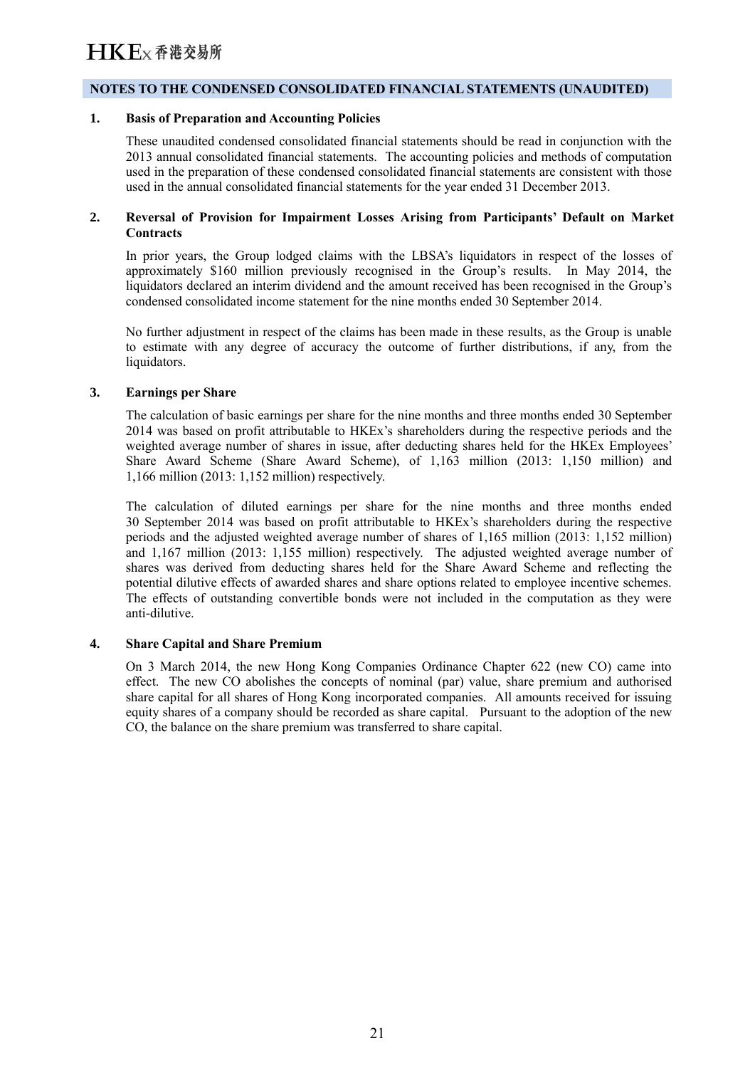## NOTES TO THE CONDENSED CONSOLIDATED FINANCIAL STATEMENTS (UNAUDITED)

### 1. Basis of Preparation and Accounting Policies

These unaudited condensed consolidated financial statements should be read in conjunction with the 2013 annual consolidated financial statements. The accounting policies and methods of computation used in the preparation of these condensed consolidated financial statements are consistent with those used in the annual consolidated financial statements for the year ended 31 December 2013.

### 2. Reversal of Provision for Impairment Losses Arising from Participants' Default on Market Contracts

In prior years, the Group lodged claims with the LBSA's liquidators in respect of the losses of approximately $160 million previously recognised in the Group's results. In May 2014, the liquidators declared an interim dividend and the amount received has been recognised in the Group's condensed consolidated income statement for the nine months ended 30 September 2014.

No further adjustment in respect of the claims has been made in these results, as the Group is unable to estimate with any degree of accuracy the outcome of further distributions, if any, from the liquidators.

### 3. Earnings per Share

The calculation of basic earnings per share for the nine months and three months ended 30 September 2014 was based on profit attributable to HKEx's shareholders during the respective periods and the weighted average number of shares in issue, after deducting shares held for the HKEx Employees' Share Award Scheme (Share Award Scheme), of 1,163 million (2013: 1,150 million) and 1,166 million (2013: 1,152 million) respectively.

The calculation of diluted earnings per share for the nine months and three months ended 30 September 2014 was based on profit attributable to HKEx's shareholders during the respective periods and the adjusted weighted average number of shares of 1,165 million (2013: 1,152 million) and 1,167 million (2013: 1,155 million) respectively. The adjusted weighted average number of shares was derived from deducting shares held for the Share Award Scheme and reflecting the potential dilutive effects of awarded shares and share options related to employee incentive schemes. The effects of outstanding convertible bonds were not included in the computation as they were anti-dilutive.

### 4. Share Capital and Share Premium

On 3 March 2014, the new Hong Kong Companies Ordinance Chapter 622 (new CO) came into effect. The new CO abolishes the concepts of nominal (par) value, share premium and authorised share capital for all shares of Hong Kong incorporated companies. All amounts received for issuing equity shares of a company should be recorded as share capital. Pursuant to the adoption of the new CO, the balance on the share premium was transferred to share capital.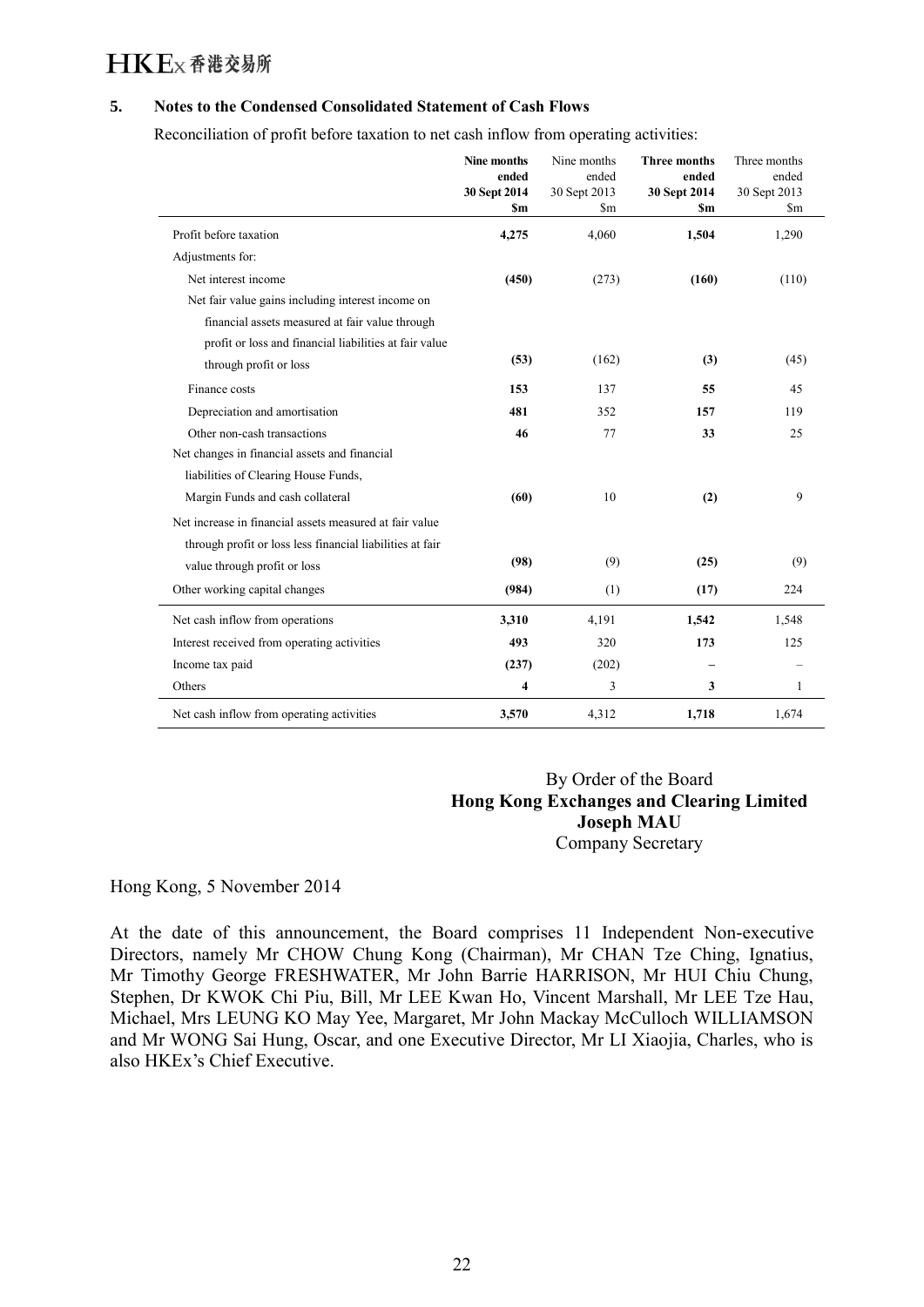## 5. Notes to the Condensed Consolidated Statement of Cash Flows

Reconciliation of profit before taxation to net cash inflow from operating activities:

| | **Nine months ended 30 Sept 2014 $m** | Nine months ended 30 Sept 2013 $m | **Three months ended 30 Sept 2014 $m** | Three months ended 30 Sept 2013 $m |
|---|---|---|---|---|
| Profit before taxation | **4,275** | 4,060 | **1,504** | 1,290 |
| Adjustments for: | | | | |
| Net interest income | **(450)** | (273) | **(160)** | (110) |
| Net fair value gains including interest income on financial assets measured at fair value through profit or loss and financial liabilities at fair value through profit or loss | **(53)** | (162) | **(3)** | (45) |
| Finance costs | **153** | 137 | **55** | 45 |
| Depreciation and amortisation | **481** | 352 | **157** | 119 |
| Other non-cash transactions | **46** | 77 | **33** | 25 |
| Net changes in financial assets and financial liabilities of Clearing House Funds, Margin Funds and cash collateral | **(60)** | 10 | **(2)** | 9 |
| Net increase in financial assets measured at fair value through profit or loss less financial liabilities at fair value through profit or loss | **(98)** | (9) | **(25)** | (9) |
| Other working capital changes | **(984)** | (1) | **(17)** | 224 |
| Net cash inflow from operations | **3,310** | 4,191 | **1,542** | 1,548 |
| Interest received from operating activities | **493** | 320 | **173** | 125 |
| Income tax paid | **(237)** | (202) | **–** | – |
| Others | **4** | 3 | **3** | 1 |
| Net cash inflow from operating activities | **3,570** | 4,312 | **1,718** | 1,674 |

By Order of the Board
**Hong Kong Exchanges and Clearing Limited**
**Joseph MAU**
Company Secretary

Hong Kong, 5 November 2014

At the date of this announcement, the Board comprises 11 Independent Non-executive Directors, namely Mr CHOW Chung Kong (Chairman), Mr CHAN Tze Ching, Ignatius, Mr Timothy George FRESHWATER, Mr John Barrie HARRISON, Mr HUI Chiu Chung, Stephen, Dr KWOK Chi Piu, Bill, Mr LEE Kwan Ho, Vincent Marshall, Mr LEE Tze Hau, Michael, Mrs LEUNG KO May Yee, Margaret, Mr John Mackay McCulloch WILLIAMSON and Mr WONG Sai Hung, Oscar, and one Executive Director, Mr LI Xiaojia, Charles, who is also HKEx's Chief Executive.